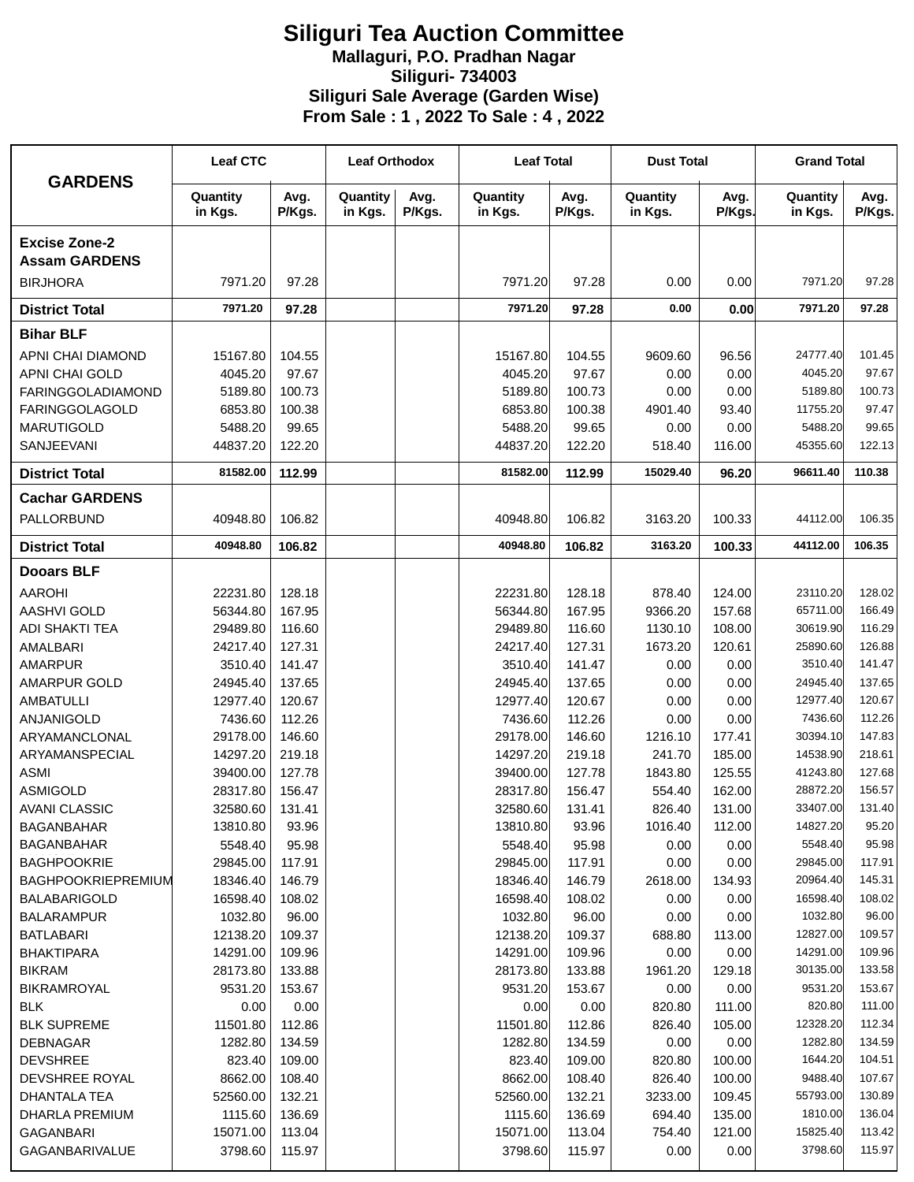# Siliguri Tea Auction Committee

**Mallaguri, P.O. Pradhan Nagar**

**Siliguri- 734003**

**Siliguri Sale Average (Garden Wise)**

**From Sale : 1 , 2022 To Sale : 4 , 2022**

| GARDENS | Leaf CTC | | Leaf Orthodox | | Leaf Total | | Dust Total | | Grand Total | |
|---|---|---|---|---|---|---|---|---|---|---|
| | Quantity in Kgs. | Avg. P/Kgs. | Quantity in Kgs. | Avg. P/Kgs. | Quantity in Kgs. | Avg. P/Kgs. | Quantity in Kgs. | Avg. P/Kgs. | Quantity in Kgs. | Avg. P/Kgs. |
| **Excise Zone-2 Assam GARDENS** | | | | | | | | | | |
| BIRJHORA | 7971.20 | 97.28 | | | 7971.20 | 97.28 | 0.00 | 0.00 | 7971.20 | 97.28 |
| **District Total** | **7971.20** | **97.28** | | | **7971.20** | **97.28** | **0.00** | **0.00** | **7971.20** | **97.28** |
| **Bihar BLF** | | | | | | | | | | |
| APNI CHAI DIAMOND | 15167.80 | 104.55 | | | 15167.80 | 104.55 | 9609.60 | 96.56 | 24777.40 | 101.45 |
| APNI CHAI GOLD | 4045.20 | 97.67 | | | 4045.20 | 97.67 | 0.00 | 0.00 | 4045.20 | 97.67 |
| FARINGGOLADIAMOND | 5189.80 | 100.73 | | | 5189.80 | 100.73 | 0.00 | 0.00 | 5189.80 | 100.73 |
| FARINGGOLAGOLD | 6853.80 | 100.38 | | | 6853.80 | 100.38 | 4901.40 | 93.40 | 11755.20 | 97.47 |
| MARUTIGOLD | 5488.20 | 99.65 | | | 5488.20 | 99.65 | 0.00 | 0.00 | 5488.20 | 99.65 |
| SANJEEVANI | 44837.20 | 122.20 | | | 44837.20 | 122.20 | 518.40 | 116.00 | 45355.60 | 122.13 |
| **District Total** | **81582.00** | **112.99** | | | **81582.00** | **112.99** | **15029.40** | **96.20** | **96611.40** | **110.38** |
| **Cachar GARDENS** | | | | | | | | | | |
| PALLORBUND | 40948.80 | 106.82 | | | 40948.80 | 106.82 | 3163.20 | 100.33 | 44112.00 | 106.35 |
| **District Total** | **40948.80** | **106.82** | | | **40948.80** | **106.82** | **3163.20** | **100.33** | **44112.00** | **106.35** |
| **Dooars BLF** | | | | | | | | | | |
| AAROHI | 22231.80 | 128.18 | | | 22231.80 | 128.18 | 878.40 | 124.00 | 23110.20 | 128.02 |
| AASHVI GOLD | 56344.80 | 167.95 | | | 56344.80 | 167.95 | 9366.20 | 157.68 | 65711.00 | 166.49 |
| ADI SHAKTI TEA | 29489.80 | 116.60 | | | 29489.80 | 116.60 | 1130.10 | 108.00 | 30619.90 | 116.29 |
| AMALBARI | 24217.40 | 127.31 | | | 24217.40 | 127.31 | 1673.20 | 120.61 | 25890.60 | 126.88 |
| AMARPUR | 3510.40 | 141.47 | | | 3510.40 | 141.47 | 0.00 | 0.00 | 3510.40 | 141.47 |
| AMARPUR GOLD | 24945.40 | 137.65 | | | 24945.40 | 137.65 | 0.00 | 0.00 | 24945.40 | 137.65 |
| AMBATULLI | 12977.40 | 120.67 | | | 12977.40 | 120.67 | 0.00 | 0.00 | 12977.40 | 120.67 |
| ANJANIGOLD | 7436.60 | 112.26 | | | 7436.60 | 112.26 | 0.00 | 0.00 | 7436.60 | 112.26 |
| ARYAMANCLONAL | 29178.00 | 146.60 | | | 29178.00 | 146.60 | 1216.10 | 177.41 | 30394.10 | 147.83 |
| ARYAMANSPECIAL | 14297.20 | 219.18 | | | 14297.20 | 219.18 | 241.70 | 185.00 | 14538.90 | 218.61 |
| ASMI | 39400.00 | 127.78 | | | 39400.00 | 127.78 | 1843.80 | 125.55 | 41243.80 | 127.68 |
| ASMIGOLD | 28317.80 | 156.47 | | | 28317.80 | 156.47 | 554.40 | 162.00 | 28872.20 | 156.57 |
| AVANI CLASSIC | 32580.60 | 131.41 | | | 32580.60 | 131.41 | 826.40 | 131.00 | 33407.00 | 131.40 |
| BAGANBAHAR | 13810.80 | 93.96 | | | 13810.80 | 93.96 | 1016.40 | 112.00 | 14827.20 | 95.20 |
| BAGANBAHAR | 5548.40 | 95.98 | | | 5548.40 | 95.98 | 0.00 | 0.00 | 5548.40 | 95.98 |
| BAGHPOOKRIE | 29845.00 | 117.91 | | | 29845.00 | 117.91 | 0.00 | 0.00 | 29845.00 | 117.91 |
| BAGHPOOKRIEPREMIUM | 18346.40 | 146.79 | | | 18346.40 | 146.79 | 2618.00 | 134.93 | 20964.40 | 145.31 |
| BALABARIGOLD | 16598.40 | 108.02 | | | 16598.40 | 108.02 | 0.00 | 0.00 | 16598.40 | 108.02 |
| BALARAMPUR | 1032.80 | 96.00 | | | 1032.80 | 96.00 | 0.00 | 0.00 | 1032.80 | 96.00 |
| BATLABARI | 12138.20 | 109.37 | | | 12138.20 | 109.37 | 688.80 | 113.00 | 12827.00 | 109.57 |
| BHAKTIPARA | 14291.00 | 109.96 | | | 14291.00 | 109.96 | 0.00 | 0.00 | 14291.00 | 109.96 |
| BIKRAM | 28173.80 | 133.88 | | | 28173.80 | 133.88 | 1961.20 | 129.18 | 30135.00 | 133.58 |
| BIKRAMROYAL | 9531.20 | 153.67 | | | 9531.20 | 153.67 | 0.00 | 0.00 | 9531.20 | 153.67 |
| BLK | 0.00 | 0.00 | | | 0.00 | 0.00 | 820.80 | 111.00 | 820.80 | 111.00 |
| BLK SUPREME | 11501.80 | 112.86 | | | 11501.80 | 112.86 | 826.40 | 105.00 | 12328.20 | 112.34 |
| DEBNAGAR | 1282.80 | 134.59 | | | 1282.80 | 134.59 | 0.00 | 0.00 | 1282.80 | 134.59 |
| DEVSHREE | 823.40 | 109.00 | | | 823.40 | 109.00 | 820.80 | 100.00 | 1644.20 | 104.51 |
| DEVSHREE ROYAL | 8662.00 | 108.40 | | | 8662.00 | 108.40 | 826.40 | 100.00 | 9488.40 | 107.67 |
| DHANTALA TEA | 52560.00 | 132.21 | | | 52560.00 | 132.21 | 3233.00 | 109.45 | 55793.00 | 130.89 |
| DHARLA PREMIUM | 1115.60 | 136.69 | | | 1115.60 | 136.69 | 694.40 | 135.00 | 1810.00 | 136.04 |
| GAGANBARI | 15071.00 | 113.04 | | | 15071.00 | 113.04 | 754.40 | 121.00 | 15825.40 | 113.42 |
| GAGANBARIVALUE | 3798.60 | 115.97 | | | 3798.60 | 115.97 | 0.00 | 0.00 | 3798.60 | 115.97 |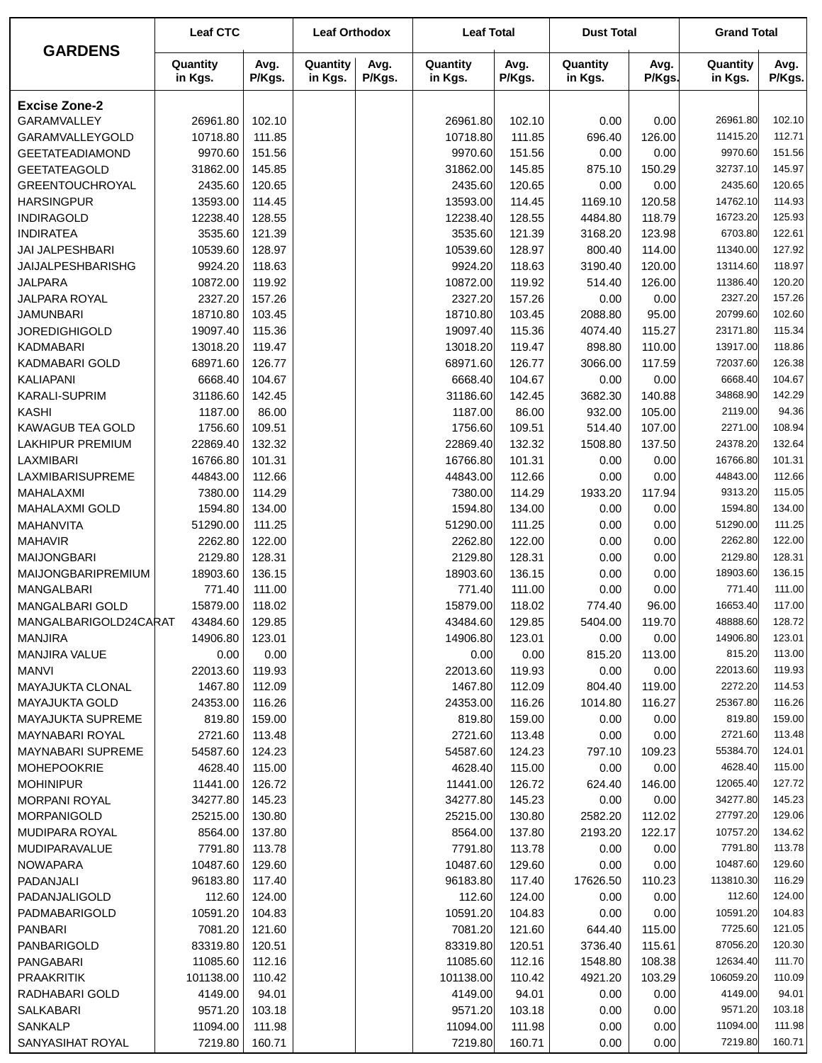| GARDENS | Leaf CTC | | Leaf Orthodox | | Leaf Total | | Dust Total | | Grand Total | |
|---|---|---|---|---|---|---|---|---|---|---|
| | Quantity in Kgs. | Avg. P/Kgs. | Quantity in Kgs. | Avg. P/Kgs. | Quantity in Kgs. | Avg. P/Kgs. | Quantity in Kgs. | Avg. P/Kgs. | Quantity in Kgs. | Avg. P/Kgs. |
| **Excise Zone-2** | | | | | | | | | | |
| GARAMVALLEY | 26961.80 | 102.10 | | | 26961.80 | 102.10 | 0.00 | 0.00 | 26961.80 | 102.10 |
| GARAMVALLEYGOLD | 10718.80 | 111.85 | | | 10718.80 | 111.85 | 696.40 | 126.00 | 11415.20 | 112.71 |
| GEETATEADIAMOND | 9970.60 | 151.56 | | | 9970.60 | 151.56 | 0.00 | 0.00 | 9970.60 | 151.56 |
| GEETATEAGOLD | 31862.00 | 145.85 | | | 31862.00 | 145.85 | 875.10 | 150.29 | 32737.10 | 145.97 |
| GREENTOUCHROYAL | 2435.60 | 120.65 | | | 2435.60 | 120.65 | 0.00 | 0.00 | 2435.60 | 120.65 |
| HARSINGPUR | 13593.00 | 114.45 | | | 13593.00 | 114.45 | 1169.10 | 120.58 | 14762.10 | 114.93 |
| INDIRAGOLD | 12238.40 | 128.55 | | | 12238.40 | 128.55 | 4484.80 | 118.79 | 16723.20 | 125.93 |
| INDIRATEA | 3535.60 | 121.39 | | | 3535.60 | 121.39 | 3168.20 | 123.98 | 6703.80 | 122.61 |
| JAI JALPESHBARI | 10539.60 | 128.97 | | | 10539.60 | 128.97 | 800.40 | 114.00 | 11340.00 | 127.92 |
| JAIJALPESHBARISHG | 9924.20 | 118.63 | | | 9924.20 | 118.63 | 3190.40 | 120.00 | 13114.60 | 118.97 |
| JALPARA | 10872.00 | 119.92 | | | 10872.00 | 119.92 | 514.40 | 126.00 | 11386.40 | 120.20 |
| JALPARA ROYAL | 2327.20 | 157.26 | | | 2327.20 | 157.26 | 0.00 | 0.00 | 2327.20 | 157.26 |
| JAMUNBARI | 18710.80 | 103.45 | | | 18710.80 | 103.45 | 2088.80 | 95.00 | 20799.60 | 102.60 |
| JOREDIGHIGOLD | 19097.40 | 115.36 | | | 19097.40 | 115.36 | 4074.40 | 115.27 | 23171.80 | 115.34 |
| KADMABARI | 13018.20 | 119.47 | | | 13018.20 | 119.47 | 898.80 | 110.00 | 13917.00 | 118.86 |
| KADMABARI GOLD | 68971.60 | 126.77 | | | 68971.60 | 126.77 | 3066.00 | 117.59 | 72037.60 | 126.38 |
| KALIAPANI | 6668.40 | 104.67 | | | 6668.40 | 104.67 | 0.00 | 0.00 | 6668.40 | 104.67 |
| KARALI-SUPRIM | 31186.60 | 142.45 | | | 31186.60 | 142.45 | 3682.30 | 140.88 | 34868.90 | 142.29 |
| KASHI | 1187.00 | 86.00 | | | 1187.00 | 86.00 | 932.00 | 105.00 | 2119.00 | 94.36 |
| KAWAGUB TEA GOLD | 1756.60 | 109.51 | | | 1756.60 | 109.51 | 514.40 | 107.00 | 2271.00 | 108.94 |
| LAKHIPUR PREMIUM | 22869.40 | 132.32 | | | 22869.40 | 132.32 | 1508.80 | 137.50 | 24378.20 | 132.64 |
| LAXMIBARI | 16766.80 | 101.31 | | | 16766.80 | 101.31 | 0.00 | 0.00 | 16766.80 | 101.31 |
| LAXMIBARISUPREME | 44843.00 | 112.66 | | | 44843.00 | 112.66 | 0.00 | 0.00 | 44843.00 | 112.66 |
| MAHALAXMI | 7380.00 | 114.29 | | | 7380.00 | 114.29 | 1933.20 | 117.94 | 9313.20 | 115.05 |
| MAHALAXMI GOLD | 1594.80 | 134.00 | | | 1594.80 | 134.00 | 0.00 | 0.00 | 1594.80 | 134.00 |
| MAHANVITA | 51290.00 | 111.25 | | | 51290.00 | 111.25 | 0.00 | 0.00 | 51290.00 | 111.25 |
| MAHAVIR | 2262.80 | 122.00 | | | 2262.80 | 122.00 | 0.00 | 0.00 | 2262.80 | 122.00 |
| MAIJONGBARI | 2129.80 | 128.31 | | | 2129.80 | 128.31 | 0.00 | 0.00 | 2129.80 | 128.31 |
| MAIJONGBARIPREMIUM | 18903.60 | 136.15 | | | 18903.60 | 136.15 | 0.00 | 0.00 | 18903.60 | 136.15 |
| MANGALBARI | 771.40 | 111.00 | | | 771.40 | 111.00 | 0.00 | 0.00 | 771.40 | 111.00 |
| MANGALBARI GOLD | 15879.00 | 118.02 | | | 15879.00 | 118.02 | 774.40 | 96.00 | 16653.40 | 117.00 |
| MANGALBARIGOLD24CARAT | 43484.60 | 129.85 | | | 43484.60 | 129.85 | 5404.00 | 119.70 | 48888.60 | 128.72 |
| MANJIRA | 14906.80 | 123.01 | | | 14906.80 | 123.01 | 0.00 | 0.00 | 14906.80 | 123.01 |
| MANJIRA VALUE | 0.00 | 0.00 | | | 0.00 | 0.00 | 815.20 | 113.00 | 815.20 | 113.00 |
| MANVI | 22013.60 | 119.93 | | | 22013.60 | 119.93 | 0.00 | 0.00 | 22013.60 | 119.93 |
| MAYAJUKTA CLONAL | 1467.80 | 112.09 | | | 1467.80 | 112.09 | 804.40 | 119.00 | 2272.20 | 114.53 |
| MAYAJUKTA GOLD | 24353.00 | 116.26 | | | 24353.00 | 116.26 | 1014.80 | 116.27 | 25367.80 | 116.26 |
| MAYAJUKTA SUPREME | 819.80 | 159.00 | | | 819.80 | 159.00 | 0.00 | 0.00 | 819.80 | 159.00 |
| MAYNABARI ROYAL | 2721.60 | 113.48 | | | 2721.60 | 113.48 | 0.00 | 0.00 | 2721.60 | 113.48 |
| MAYNABARI SUPREME | 54587.60 | 124.23 | | | 54587.60 | 124.23 | 797.10 | 109.23 | 55384.70 | 124.01 |
| MOHEPOOKRIE | 4628.40 | 115.00 | | | 4628.40 | 115.00 | 0.00 | 0.00 | 4628.40 | 115.00 |
| MOHINIPUR | 11441.00 | 126.72 | | | 11441.00 | 126.72 | 624.40 | 146.00 | 12065.40 | 127.72 |
| MORPANI ROYAL | 34277.80 | 145.23 | | | 34277.80 | 145.23 | 0.00 | 0.00 | 34277.80 | 145.23 |
| MORPANIGOLD | 25215.00 | 130.80 | | | 25215.00 | 130.80 | 2582.20 | 112.02 | 27797.20 | 129.06 |
| MUDIPARA ROYAL | 8564.00 | 137.80 | | | 8564.00 | 137.80 | 2193.20 | 122.17 | 10757.20 | 134.62 |
| MUDIPARAVALUE | 7791.80 | 113.78 | | | 7791.80 | 113.78 | 0.00 | 0.00 | 7791.80 | 113.78 |
| NOWAPARA | 10487.60 | 129.60 | | | 10487.60 | 129.60 | 0.00 | 0.00 | 10487.60 | 129.60 |
| PADANJALI | 96183.80 | 117.40 | | | 96183.80 | 117.40 | 17626.50 | 110.23 | 113810.30 | 116.29 |
| PADANJALIGOLD | 112.60 | 124.00 | | | 112.60 | 124.00 | 0.00 | 0.00 | 112.60 | 124.00 |
| PADMABARIGOLD | 10591.20 | 104.83 | | | 10591.20 | 104.83 | 0.00 | 0.00 | 10591.20 | 104.83 |
| PANBARI | 7081.20 | 121.60 | | | 7081.20 | 121.60 | 644.40 | 115.00 | 7725.60 | 121.05 |
| PANBARIGOLD | 83319.80 | 120.51 | | | 83319.80 | 120.51 | 3736.40 | 115.61 | 87056.20 | 120.30 |
| PANGABARI | 11085.60 | 112.16 | | | 11085.60 | 112.16 | 1548.80 | 108.38 | 12634.40 | 111.70 |
| PRAAKRITIK | 101138.00 | 110.42 | | | 101138.00 | 110.42 | 4921.20 | 103.29 | 106059.20 | 110.09 |
| RADHABARI GOLD | 4149.00 | 94.01 | | | 4149.00 | 94.01 | 0.00 | 0.00 | 4149.00 | 94.01 |
| SALKABARI | 9571.20 | 103.18 | | | 9571.20 | 103.18 | 0.00 | 0.00 | 9571.20 | 103.18 |
| SANKALP | 11094.00 | 111.98 | | | 11094.00 | 111.98 | 0.00 | 0.00 | 11094.00 | 111.98 |
| SANYASIHAT ROYAL | 7219.80 | 160.71 | | | 7219.80 | 160.71 | 0.00 | 0.00 | 7219.80 | 160.71 |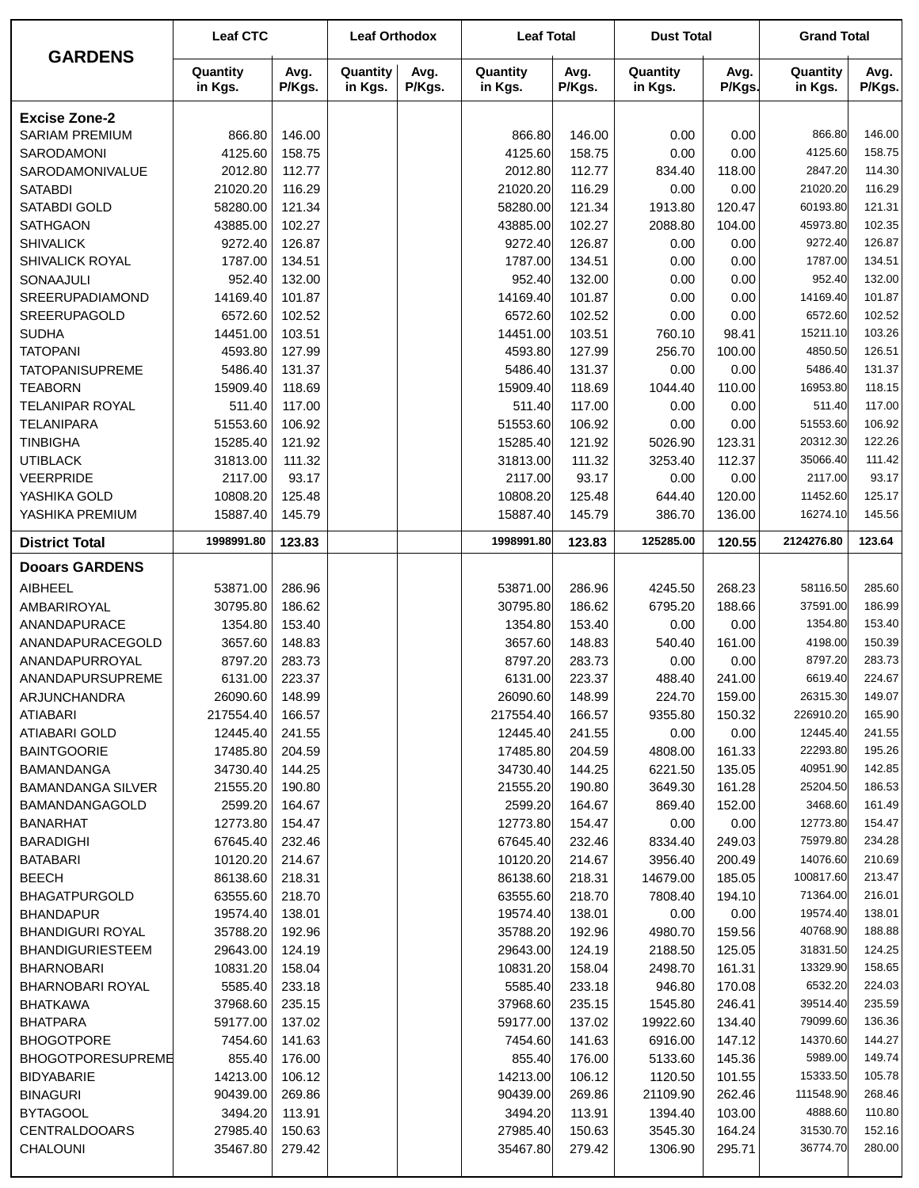| GARDENS | Leaf CTC | | Leaf Orthodox | | Leaf Total | | Dust Total | | Grand Total | |
|---|---|---|---|---|---|---|---|---|---|---|
| | Quantity in Kgs. | Avg. P/Kgs. | Quantity in Kgs. | Avg. P/Kgs. | Quantity in Kgs. | Avg. P/Kgs. | Quantity in Kgs. | Avg. P/Kgs. | Quantity in Kgs. | Avg. P/Kgs. |
| **Excise Zone-2** | | | | | | | | | | |
| SARIAM PREMIUM | 866.80 | 146.00 | | | 866.80 | 146.00 | 0.00 | 0.00 | 866.80 | 146.00 |
| SARODAMONI | 4125.60 | 158.75 | | | 4125.60 | 158.75 | 0.00 | 0.00 | 4125.60 | 158.75 |
| SARODAMONIVALUE | 2012.80 | 112.77 | | | 2012.80 | 112.77 | 834.40 | 118.00 | 2847.20 | 114.30 |
| SATABDI | 21020.20 | 116.29 | | | 21020.20 | 116.29 | 0.00 | 0.00 | 21020.20 | 116.29 |
| SATABDI GOLD | 58280.00 | 121.34 | | | 58280.00 | 121.34 | 1913.80 | 120.47 | 60193.80 | 121.31 |
| SATHGAON | 43885.00 | 102.27 | | | 43885.00 | 102.27 | 2088.80 | 104.00 | 45973.80 | 102.35 |
| SHIVALICK | 9272.40 | 126.87 | | | 9272.40 | 126.87 | 0.00 | 0.00 | 9272.40 | 126.87 |
| SHIVALICK ROYAL | 1787.00 | 134.51 | | | 1787.00 | 134.51 | 0.00 | 0.00 | 1787.00 | 134.51 |
| SONAAJULI | 952.40 | 132.00 | | | 952.40 | 132.00 | 0.00 | 0.00 | 952.40 | 132.00 |
| SREERUPADIAMOND | 14169.40 | 101.87 | | | 14169.40 | 101.87 | 0.00 | 0.00 | 14169.40 | 101.87 |
| SREERUPAGOLD | 6572.60 | 102.52 | | | 6572.60 | 102.52 | 0.00 | 0.00 | 6572.60 | 102.52 |
| SUDHA | 14451.00 | 103.51 | | | 14451.00 | 103.51 | 760.10 | 98.41 | 15211.10 | 103.26 |
| TATOPANI | 4593.80 | 127.99 | | | 4593.80 | 127.99 | 256.70 | 100.00 | 4850.50 | 126.51 |
| TATOPANISUPREME | 5486.40 | 131.37 | | | 5486.40 | 131.37 | 0.00 | 0.00 | 5486.40 | 131.37 |
| TEABORN | 15909.40 | 118.69 | | | 15909.40 | 118.69 | 1044.40 | 110.00 | 16953.80 | 118.15 |
| TELANIPAR ROYAL | 511.40 | 117.00 | | | 511.40 | 117.00 | 0.00 | 0.00 | 511.40 | 117.00 |
| TELANIPARA | 51553.60 | 106.92 | | | 51553.60 | 106.92 | 0.00 | 0.00 | 51553.60 | 106.92 |
| TINBIGHA | 15285.40 | 121.92 | | | 15285.40 | 121.92 | 5026.90 | 123.31 | 20312.30 | 122.26 |
| UTIBLACK | 31813.00 | 111.32 | | | 31813.00 | 111.32 | 3253.40 | 112.37 | 35066.40 | 111.42 |
| VEERPRIDE | 2117.00 | 93.17 | | | 2117.00 | 93.17 | 0.00 | 0.00 | 2117.00 | 93.17 |
| YASHIKA GOLD | 10808.20 | 125.48 | | | 10808.20 | 125.48 | 644.40 | 120.00 | 11452.60 | 125.17 |
| YASHIKA PREMIUM | 15887.40 | 145.79 | | | 15887.40 | 145.79 | 386.70 | 136.00 | 16274.10 | 145.56 |
| **District Total** | **1998991.80** | **123.83** | | | **1998991.80** | **123.83** | **125285.00** | **120.55** | **2124276.80** | **123.64** |
| **Dooars GARDENS** | | | | | | | | | | |
| AIBHEEL | 53871.00 | 286.96 | | | 53871.00 | 286.96 | 4245.50 | 268.23 | 58116.50 | 285.60 |
| AMBARIROYAL | 30795.80 | 186.62 | | | 30795.80 | 186.62 | 6795.20 | 188.66 | 37591.00 | 186.99 |
| ANANDAPURACE | 1354.80 | 153.40 | | | 1354.80 | 153.40 | 0.00 | 0.00 | 1354.80 | 153.40 |
| ANANDAPURACEGOLD | 3657.60 | 148.83 | | | 3657.60 | 148.83 | 540.40 | 161.00 | 4198.00 | 150.39 |
| ANANDAPURROYAL | 8797.20 | 283.73 | | | 8797.20 | 283.73 | 0.00 | 0.00 | 8797.20 | 283.73 |
| ANANDAPURSUPREME | 6131.00 | 223.37 | | | 6131.00 | 223.37 | 488.40 | 241.00 | 6619.40 | 224.67 |
| ARJUNCHANDRA | 26090.60 | 148.99 | | | 26090.60 | 148.99 | 224.70 | 159.00 | 26315.30 | 149.07 |
| ATIABARI | 217554.40 | 166.57 | | | 217554.40 | 166.57 | 9355.80 | 150.32 | 226910.20 | 165.90 |
| ATIABARI GOLD | 12445.40 | 241.55 | | | 12445.40 | 241.55 | 0.00 | 0.00 | 12445.40 | 241.55 |
| BAINTGOORIE | 17485.80 | 204.59 | | | 17485.80 | 204.59 | 4808.00 | 161.33 | 22293.80 | 195.26 |
| BAMANDANGA | 34730.40 | 144.25 | | | 34730.40 | 144.25 | 6221.50 | 135.05 | 40951.90 | 142.85 |
| BAMANDANGA SILVER | 21555.20 | 190.80 | | | 21555.20 | 190.80 | 3649.30 | 161.28 | 25204.50 | 186.53 |
| BAMANDANGAGOLD | 2599.20 | 164.67 | | | 2599.20 | 164.67 | 869.40 | 152.00 | 3468.60 | 161.49 |
| BANARHAT | 12773.80 | 154.47 | | | 12773.80 | 154.47 | 0.00 | 0.00 | 12773.80 | 154.47 |
| BARADIGHI | 67645.40 | 232.46 | | | 67645.40 | 232.46 | 8334.40 | 249.03 | 75979.80 | 234.28 |
| BATABARI | 10120.20 | 214.67 | | | 10120.20 | 214.67 | 3956.40 | 200.49 | 14076.60 | 210.69 |
| BEECH | 86138.60 | 218.31 | | | 86138.60 | 218.31 | 14679.00 | 185.05 | 100817.60 | 213.47 |
| BHAGATPURGOLD | 63555.60 | 218.70 | | | 63555.60 | 218.70 | 7808.40 | 194.10 | 71364.00 | 216.01 |
| BHANDAPUR | 19574.40 | 138.01 | | | 19574.40 | 138.01 | 0.00 | 0.00 | 19574.40 | 138.01 |
| BHANDIGURI ROYAL | 35788.20 | 192.96 | | | 35788.20 | 192.96 | 4980.70 | 159.56 | 40768.90 | 188.88 |
| BHANDIGURIESTEEM | 29643.00 | 124.19 | | | 29643.00 | 124.19 | 2188.50 | 125.05 | 31831.50 | 124.25 |
| BHARNOBARI | 10831.20 | 158.04 | | | 10831.20 | 158.04 | 2498.70 | 161.31 | 13329.90 | 158.65 |
| BHARNOBARI ROYAL | 5585.40 | 233.18 | | | 5585.40 | 233.18 | 946.80 | 170.08 | 6532.20 | 224.03 |
| BHATKAWA | 37968.60 | 235.15 | | | 37968.60 | 235.15 | 1545.80 | 246.41 | 39514.40 | 235.59 |
| BHATPARA | 59177.00 | 137.02 | | | 59177.00 | 137.02 | 19922.60 | 134.40 | 79099.60 | 136.36 |
| BHOGOTPORE | 7454.60 | 141.63 | | | 7454.60 | 141.63 | 6916.00 | 147.12 | 14370.60 | 144.27 |
| BHOGOTPORESUPREME | 855.40 | 176.00 | | | 855.40 | 176.00 | 5133.60 | 145.36 | 5989.00 | 149.74 |
| BIDYABARIE | 14213.00 | 106.12 | | | 14213.00 | 106.12 | 1120.50 | 101.55 | 15333.50 | 105.78 |
| BINAGURI | 90439.00 | 269.86 | | | 90439.00 | 269.86 | 21109.90 | 262.46 | 111548.90 | 268.46 |
| BYTAGOOL | 3494.20 | 113.91 | | | 3494.20 | 113.91 | 1394.40 | 103.00 | 4888.60 | 110.80 |
| CENTRALDOOARS | 27985.40 | 150.63 | | | 27985.40 | 150.63 | 3545.30 | 164.24 | 31530.70 | 152.16 |
| CHALOUNI | 35467.80 | 279.42 | | | 35467.80 | 279.42 | 1306.90 | 295.71 | 36774.70 | 280.00 |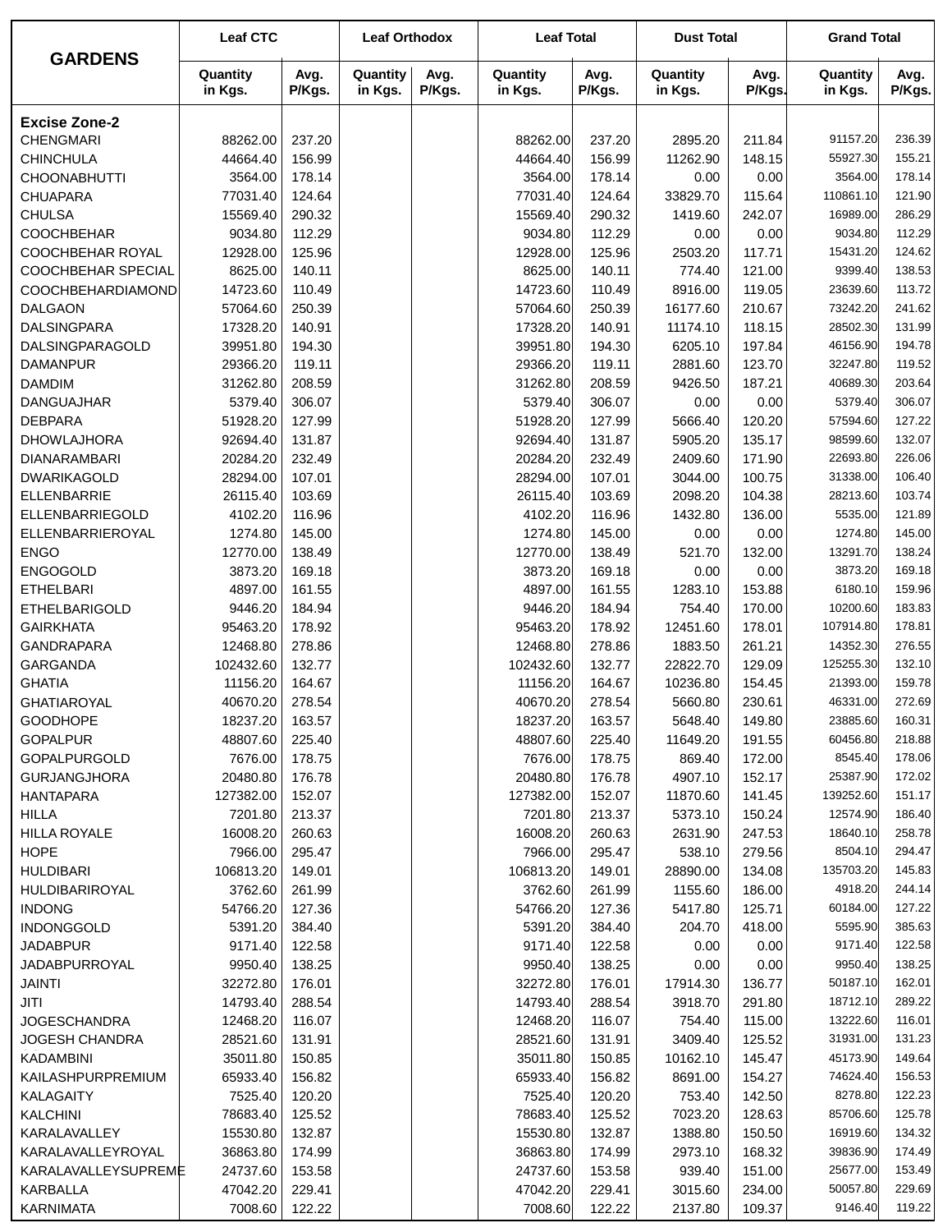| GARDENS | Leaf CTC | | Leaf Orthodox | | Leaf Total | | Dust Total | | Grand Total | |
|---|---|---|---|---|---|---|---|---|---|---|
| | Quantity in Kgs. | Avg. P/Kgs. | Quantity in Kgs. | Avg. P/Kgs. | Quantity in Kgs. | Avg. P/Kgs. | Quantity in Kgs. | Avg. P/Kgs. | Quantity in Kgs. | Avg. P/Kgs. |
| **Excise Zone-2** | | | | | | | | | | |
| CHENGMARI | 88262.00 | 237.20 | | | 88262.00 | 237.20 | 2895.20 | 211.84 | 91157.20 | 236.39 |
| CHINCHULA | 44664.40 | 156.99 | | | 44664.40 | 156.99 | 11262.90 | 148.15 | 55927.30 | 155.21 |
| CHOONABHUTTI | 3564.00 | 178.14 | | | 3564.00 | 178.14 | 0.00 | 0.00 | 3564.00 | 178.14 |
| CHUAPARA | 77031.40 | 124.64 | | | 77031.40 | 124.64 | 33829.70 | 115.64 | 110861.10 | 121.90 |
| CHULSA | 15569.40 | 290.32 | | | 15569.40 | 290.32 | 1419.60 | 242.07 | 16989.00 | 286.29 |
| COOCHBEHAR | 9034.80 | 112.29 | | | 9034.80 | 112.29 | 0.00 | 0.00 | 9034.80 | 112.29 |
| COOCHBEHAR ROYAL | 12928.00 | 125.96 | | | 12928.00 | 125.96 | 2503.20 | 117.71 | 15431.20 | 124.62 |
| COOCHBEHAR SPECIAL | 8625.00 | 140.11 | | | 8625.00 | 140.11 | 774.40 | 121.00 | 9399.40 | 138.53 |
| COOCHBEHARDIAMOND | 14723.60 | 110.49 | | | 14723.60 | 110.49 | 8916.00 | 119.05 | 23639.60 | 113.72 |
| DALGAON | 57064.60 | 250.39 | | | 57064.60 | 250.39 | 16177.60 | 210.67 | 73242.20 | 241.62 |
| DALSINGPARA | 17328.20 | 140.91 | | | 17328.20 | 140.91 | 11174.10 | 118.15 | 28502.30 | 131.99 |
| DALSINGPARAGOLD | 39951.80 | 194.30 | | | 39951.80 | 194.30 | 6205.10 | 197.84 | 46156.90 | 194.78 |
| DAMANPUR | 29366.20 | 119.11 | | | 29366.20 | 119.11 | 2881.60 | 123.70 | 32247.80 | 119.52 |
| DAMDIM | 31262.80 | 208.59 | | | 31262.80 | 208.59 | 9426.50 | 187.21 | 40689.30 | 203.64 |
| DANGUAJHAR | 5379.40 | 306.07 | | | 5379.40 | 306.07 | 0.00 | 0.00 | 5379.40 | 306.07 |
| DEBPARA | 51928.20 | 127.99 | | | 51928.20 | 127.99 | 5666.40 | 120.20 | 57594.60 | 127.22 |
| DHOWLAJHORA | 92694.40 | 131.87 | | | 92694.40 | 131.87 | 5905.20 | 135.17 | 98599.60 | 132.07 |
| DIANARAMBARI | 20284.20 | 232.49 | | | 20284.20 | 232.49 | 2409.60 | 171.90 | 22693.80 | 226.06 |
| DWARIKAGOLD | 28294.00 | 107.01 | | | 28294.00 | 107.01 | 3044.00 | 100.75 | 31338.00 | 106.40 |
| ELLENBARRIE | 26115.40 | 103.69 | | | 26115.40 | 103.69 | 2098.20 | 104.38 | 28213.60 | 103.74 |
| ELLENBARRIEGOLD | 4102.20 | 116.96 | | | 4102.20 | 116.96 | 1432.80 | 136.00 | 5535.00 | 121.89 |
| ELLENBARRIEROYAL | 1274.80 | 145.00 | | | 1274.80 | 145.00 | 0.00 | 0.00 | 1274.80 | 145.00 |
| ENGO | 12770.00 | 138.49 | | | 12770.00 | 138.49 | 521.70 | 132.00 | 13291.70 | 138.24 |
| ENGOGOLD | 3873.20 | 169.18 | | | 3873.20 | 169.18 | 0.00 | 0.00 | 3873.20 | 169.18 |
| ETHELBARI | 4897.00 | 161.55 | | | 4897.00 | 161.55 | 1283.10 | 153.88 | 6180.10 | 159.96 |
| ETHELBARIGOLD | 9446.20 | 184.94 | | | 9446.20 | 184.94 | 754.40 | 170.00 | 10200.60 | 183.83 |
| GAIRKHATA | 95463.20 | 178.92 | | | 95463.20 | 178.92 | 12451.60 | 178.01 | 107914.80 | 178.81 |
| GANDRAPARA | 12468.80 | 278.86 | | | 12468.80 | 278.86 | 1883.50 | 261.21 | 14352.30 | 276.55 |
| GARGANDA | 102432.60 | 132.77 | | | 102432.60 | 132.77 | 22822.70 | 129.09 | 125255.30 | 132.10 |
| GHATIA | 11156.20 | 164.67 | | | 11156.20 | 164.67 | 10236.80 | 154.45 | 21393.00 | 159.78 |
| GHATIAROYAL | 40670.20 | 278.54 | | | 40670.20 | 278.54 | 5660.80 | 230.61 | 46331.00 | 272.69 |
| GOODHOPE | 18237.20 | 163.57 | | | 18237.20 | 163.57 | 5648.40 | 149.80 | 23885.60 | 160.31 |
| GOPALPUR | 48807.60 | 225.40 | | | 48807.60 | 225.40 | 11649.20 | 191.55 | 60456.80 | 218.88 |
| GOPALPURGOLD | 7676.00 | 178.75 | | | 7676.00 | 178.75 | 869.40 | 172.00 | 8545.40 | 178.06 |
| GURJANGJHORA | 20480.80 | 176.78 | | | 20480.80 | 176.78 | 4907.10 | 152.17 | 25387.90 | 172.02 |
| HANTAPARA | 127382.00 | 152.07 | | | 127382.00 | 152.07 | 11870.60 | 141.45 | 139252.60 | 151.17 |
| HILLA | 7201.80 | 213.37 | | | 7201.80 | 213.37 | 5373.10 | 150.24 | 12574.90 | 186.40 |
| HILLA ROYALE | 16008.20 | 260.63 | | | 16008.20 | 260.63 | 2631.90 | 247.53 | 18640.10 | 258.78 |
| HOPE | 7966.00 | 295.47 | | | 7966.00 | 295.47 | 538.10 | 279.56 | 8504.10 | 294.47 |
| HULDIBARI | 106813.20 | 149.01 | | | 106813.20 | 149.01 | 28890.00 | 134.08 | 135703.20 | 145.83 |
| HULDIBARIROYAL | 3762.60 | 261.99 | | | 3762.60 | 261.99 | 1155.60 | 186.00 | 4918.20 | 244.14 |
| INDONG | 54766.20 | 127.36 | | | 54766.20 | 127.36 | 5417.80 | 125.71 | 60184.00 | 127.22 |
| INDONGGOLD | 5391.20 | 384.40 | | | 5391.20 | 384.40 | 204.70 | 418.00 | 5595.90 | 385.63 |
| JADABPUR | 9171.40 | 122.58 | | | 9171.40 | 122.58 | 0.00 | 0.00 | 9171.40 | 122.58 |
| JADABPURROYAL | 9950.40 | 138.25 | | | 9950.40 | 138.25 | 0.00 | 0.00 | 9950.40 | 138.25 |
| JAINTI | 32272.80 | 176.01 | | | 32272.80 | 176.01 | 17914.30 | 136.77 | 50187.10 | 162.01 |
| JITI | 14793.40 | 288.54 | | | 14793.40 | 288.54 | 3918.70 | 291.80 | 18712.10 | 289.22 |
| JOGESCHANDRA | 12468.20 | 116.07 | | | 12468.20 | 116.07 | 754.40 | 115.00 | 13222.60 | 116.01 |
| JOGESH CHANDRA | 28521.60 | 131.91 | | | 28521.60 | 131.91 | 3409.40 | 125.52 | 31931.00 | 131.23 |
| KADAMBINI | 35011.80 | 150.85 | | | 35011.80 | 150.85 | 10162.10 | 145.47 | 45173.90 | 149.64 |
| KAILASHPURPREMIUM | 65933.40 | 156.82 | | | 65933.40 | 156.82 | 8691.00 | 154.27 | 74624.40 | 156.53 |
| KALAGAITY | 7525.40 | 120.20 | | | 7525.40 | 120.20 | 753.40 | 142.50 | 8278.80 | 122.23 |
| KALCHINI | 78683.40 | 125.52 | | | 78683.40 | 125.52 | 7023.20 | 128.63 | 85706.60 | 125.78 |
| KARALAVALLEY | 15530.80 | 132.87 | | | 15530.80 | 132.87 | 1388.80 | 150.50 | 16919.60 | 134.32 |
| KARALAVALLEYROYAL | 36863.80 | 174.99 | | | 36863.80 | 174.99 | 2973.10 | 168.32 | 39836.90 | 174.49 |
| KARALAVALLEYSUPREME | 24737.60 | 153.58 | | | 24737.60 | 153.58 | 939.40 | 151.00 | 25677.00 | 153.49 |
| KARBALLA | 47042.20 | 229.41 | | | 47042.20 | 229.41 | 3015.60 | 234.00 | 50057.80 | 229.69 |
| KARNIMATA | 7008.60 | 122.22 | | | 7008.60 | 122.22 | 2137.80 | 109.37 | 9146.40 | 119.22 |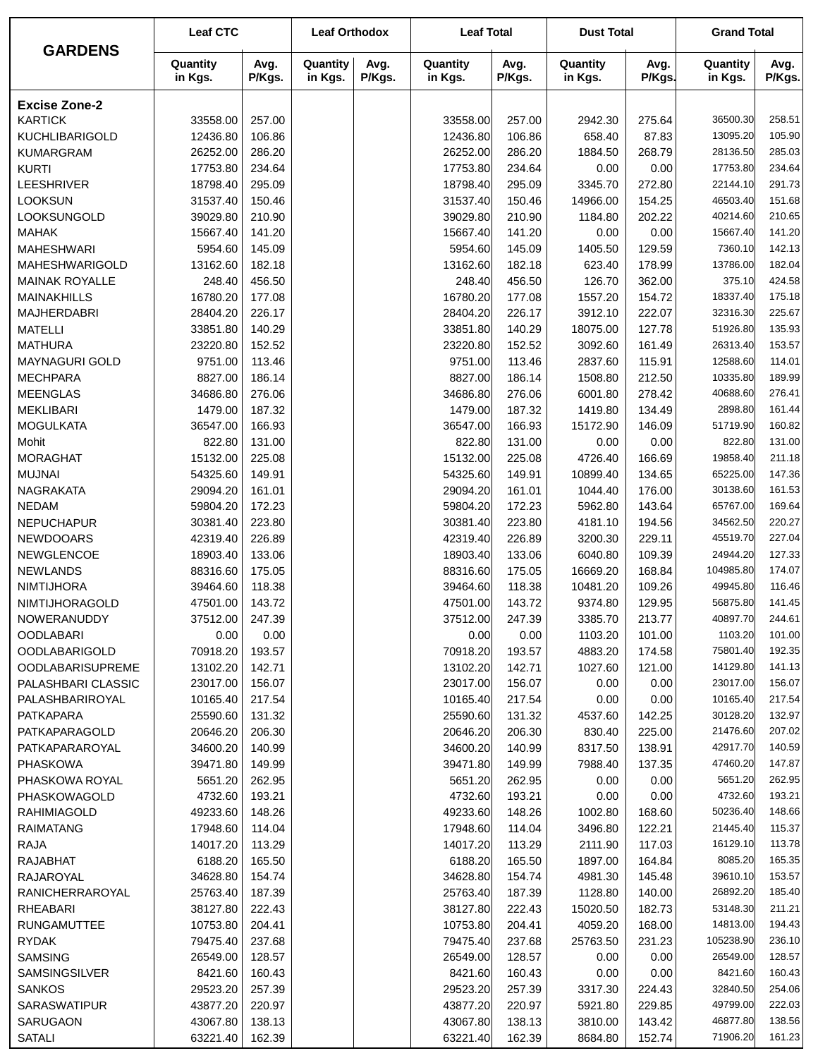| GARDENS | Leaf CTC | | Leaf Orthodox | | Leaf Total | | Dust Total | | Grand Total | |
|---|---|---|---|---|---|---|---|---|---|---|
| | Quantity in Kgs. | Avg. P/Kgs. | Quantity in Kgs. | Avg. P/Kgs. | Quantity in Kgs. | Avg. P/Kgs. | Quantity in Kgs. | Avg. P/Kgs. | Quantity in Kgs. | Avg. P/Kgs. |
| **Excise Zone-2** | | | | | | | | | | |
| KARTICK | 33558.00 | 257.00 | | | 33558.00 | 257.00 | 2942.30 | 275.64 | 36500.30 | 258.51 |
| KUCHLIBARIGOLD | 12436.80 | 106.86 | | | 12436.80 | 106.86 | 658.40 | 87.83 | 13095.20 | 105.90 |
| KUMARGRAM | 26252.00 | 286.20 | | | 26252.00 | 286.20 | 1884.50 | 268.79 | 28136.50 | 285.03 |
| KURTI | 17753.80 | 234.64 | | | 17753.80 | 234.64 | 0.00 | 0.00 | 17753.80 | 234.64 |
| LEESHRIVER | 18798.40 | 295.09 | | | 18798.40 | 295.09 | 3345.70 | 272.80 | 22144.10 | 291.73 |
| LOOKSUN | 31537.40 | 150.46 | | | 31537.40 | 150.46 | 14966.00 | 154.25 | 46503.40 | 151.68 |
| LOOKSUNGOLD | 39029.80 | 210.90 | | | 39029.80 | 210.90 | 1184.80 | 202.22 | 40214.60 | 210.65 |
| MAHAK | 15667.40 | 141.20 | | | 15667.40 | 141.20 | 0.00 | 0.00 | 15667.40 | 141.20 |
| MAHESHWARI | 5954.60 | 145.09 | | | 5954.60 | 145.09 | 1405.50 | 129.59 | 7360.10 | 142.13 |
| MAHESHWARIGOLD | 13162.60 | 182.18 | | | 13162.60 | 182.18 | 623.40 | 178.99 | 13786.00 | 182.04 |
| MAINAK ROYALLE | 248.40 | 456.50 | | | 248.40 | 456.50 | 126.70 | 362.00 | 375.10 | 424.58 |
| MAINAKHILLS | 16780.20 | 177.08 | | | 16780.20 | 177.08 | 1557.20 | 154.72 | 18337.40 | 175.18 |
| MAJHERDABRI | 28404.20 | 226.17 | | | 28404.20 | 226.17 | 3912.10 | 222.07 | 32316.30 | 225.67 |
| MATELLI | 33851.80 | 140.29 | | | 33851.80 | 140.29 | 18075.00 | 127.78 | 51926.80 | 135.93 |
| MATHURA | 23220.80 | 152.52 | | | 23220.80 | 152.52 | 3092.60 | 161.49 | 26313.40 | 153.57 |
| MAYNAGURI GOLD | 9751.00 | 113.46 | | | 9751.00 | 113.46 | 2837.60 | 115.91 | 12588.60 | 114.01 |
| MECHPARA | 8827.00 | 186.14 | | | 8827.00 | 186.14 | 1508.80 | 212.50 | 10335.80 | 189.99 |
| MEENGLAS | 34686.80 | 276.06 | | | 34686.80 | 276.06 | 6001.80 | 278.42 | 40688.60 | 276.41 |
| MEKLIBARI | 1479.00 | 187.32 | | | 1479.00 | 187.32 | 1419.80 | 134.49 | 2898.80 | 161.44 |
| MOGULKATA | 36547.00 | 166.93 | | | 36547.00 | 166.93 | 15172.90 | 146.09 | 51719.90 | 160.82 |
| Mohit | 822.80 | 131.00 | | | 822.80 | 131.00 | 0.00 | 0.00 | 822.80 | 131.00 |
| MORAGHAT | 15132.00 | 225.08 | | | 15132.00 | 225.08 | 4726.40 | 166.69 | 19858.40 | 211.18 |
| MUJNAI | 54325.60 | 149.91 | | | 54325.60 | 149.91 | 10899.40 | 134.65 | 65225.00 | 147.36 |
| NAGRAKATA | 29094.20 | 161.01 | | | 29094.20 | 161.01 | 1044.40 | 176.00 | 30138.60 | 161.53 |
| NEDAM | 59804.20 | 172.23 | | | 59804.20 | 172.23 | 5962.80 | 143.64 | 65767.00 | 169.64 |
| NEPUCHAPUR | 30381.40 | 223.80 | | | 30381.40 | 223.80 | 4181.10 | 194.56 | 34562.50 | 220.27 |
| NEWDOOARS | 42319.40 | 226.89 | | | 42319.40 | 226.89 | 3200.30 | 229.11 | 45519.70 | 227.04 |
| NEWGLENCOE | 18903.40 | 133.06 | | | 18903.40 | 133.06 | 6040.80 | 109.39 | 24944.20 | 127.33 |
| NEWLANDS | 88316.60 | 175.05 | | | 88316.60 | 175.05 | 16669.20 | 168.84 | 104985.80 | 174.07 |
| NIMTIJHORA | 39464.60 | 118.38 | | | 39464.60 | 118.38 | 10481.20 | 109.26 | 49945.80 | 116.46 |
| NIMTIJHORAGOLD | 47501.00 | 143.72 | | | 47501.00 | 143.72 | 9374.80 | 129.95 | 56875.80 | 141.45 |
| NOWERANUDDY | 37512.00 | 247.39 | | | 37512.00 | 247.39 | 3385.70 | 213.77 | 40897.70 | 244.61 |
| OODLABARI | 0.00 | 0.00 | | | 0.00 | 0.00 | 1103.20 | 101.00 | 1103.20 | 101.00 |
| OODLABARIGOLD | 70918.20 | 193.57 | | | 70918.20 | 193.57 | 4883.20 | 174.58 | 75801.40 | 192.35 |
| OODLABARISUPREME | 13102.20 | 142.71 | | | 13102.20 | 142.71 | 1027.60 | 121.00 | 14129.80 | 141.13 |
| PALASHBARI CLASSIC | 23017.00 | 156.07 | | | 23017.00 | 156.07 | 0.00 | 0.00 | 23017.00 | 156.07 |
| PALASHBARIROYAL | 10165.40 | 217.54 | | | 10165.40 | 217.54 | 0.00 | 0.00 | 10165.40 | 217.54 |
| PATKAPARA | 25590.60 | 131.32 | | | 25590.60 | 131.32 | 4537.60 | 142.25 | 30128.20 | 132.97 |
| PATKAPARAGOLD | 20646.20 | 206.30 | | | 20646.20 | 206.30 | 830.40 | 225.00 | 21476.60 | 207.02 |
| PATKAPARAROYAL | 34600.20 | 140.99 | | | 34600.20 | 140.99 | 8317.50 | 138.91 | 42917.70 | 140.59 |
| PHASKOWA | 39471.80 | 149.99 | | | 39471.80 | 149.99 | 7988.40 | 137.35 | 47460.20 | 147.87 |
| PHASKOWA ROYAL | 5651.20 | 262.95 | | | 5651.20 | 262.95 | 0.00 | 0.00 | 5651.20 | 262.95 |
| PHASKOWAGOLD | 4732.60 | 193.21 | | | 4732.60 | 193.21 | 0.00 | 0.00 | 4732.60 | 193.21 |
| RAHIMIAGOLD | 49233.60 | 148.26 | | | 49233.60 | 148.26 | 1002.80 | 168.60 | 50236.40 | 148.66 |
| RAIMATANG | 17948.60 | 114.04 | | | 17948.60 | 114.04 | 3496.80 | 122.21 | 21445.40 | 115.37 |
| RAJA | 14017.20 | 113.29 | | | 14017.20 | 113.29 | 2111.90 | 117.03 | 16129.10 | 113.78 |
| RAJABHAT | 6188.20 | 165.50 | | | 6188.20 | 165.50 | 1897.00 | 164.84 | 8085.20 | 165.35 |
| RAJAROYAL | 34628.80 | 154.74 | | | 34628.80 | 154.74 | 4981.30 | 145.48 | 39610.10 | 153.57 |
| RANICHERRAROYAL | 25763.40 | 187.39 | | | 25763.40 | 187.39 | 1128.80 | 140.00 | 26892.20 | 185.40 |
| RHEABARI | 38127.80 | 222.43 | | | 38127.80 | 222.43 | 15020.50 | 182.73 | 53148.30 | 211.21 |
| RUNGAMUTTEE | 10753.80 | 204.41 | | | 10753.80 | 204.41 | 4059.20 | 168.00 | 14813.00 | 194.43 |
| RYDAK | 79475.40 | 237.68 | | | 79475.40 | 237.68 | 25763.50 | 231.23 | 105238.90 | 236.10 |
| SAMSING | 26549.00 | 128.57 | | | 26549.00 | 128.57 | 0.00 | 0.00 | 26549.00 | 128.57 |
| SAMSINGSILVER | 8421.60 | 160.43 | | | 8421.60 | 160.43 | 0.00 | 0.00 | 8421.60 | 160.43 |
| SANKOS | 29523.20 | 257.39 | | | 29523.20 | 257.39 | 3317.30 | 224.43 | 32840.50 | 254.06 |
| SARASWATIPUR | 43877.20 | 220.97 | | | 43877.20 | 220.97 | 5921.80 | 229.85 | 49799.00 | 222.03 |
| SARUGAON | 43067.80 | 138.13 | | | 43067.80 | 138.13 | 3810.00 | 143.42 | 46877.80 | 138.56 |
| SATALI | 63221.40 | 162.39 | | | 63221.40 | 162.39 | 8684.80 | 152.74 | 71906.20 | 161.23 |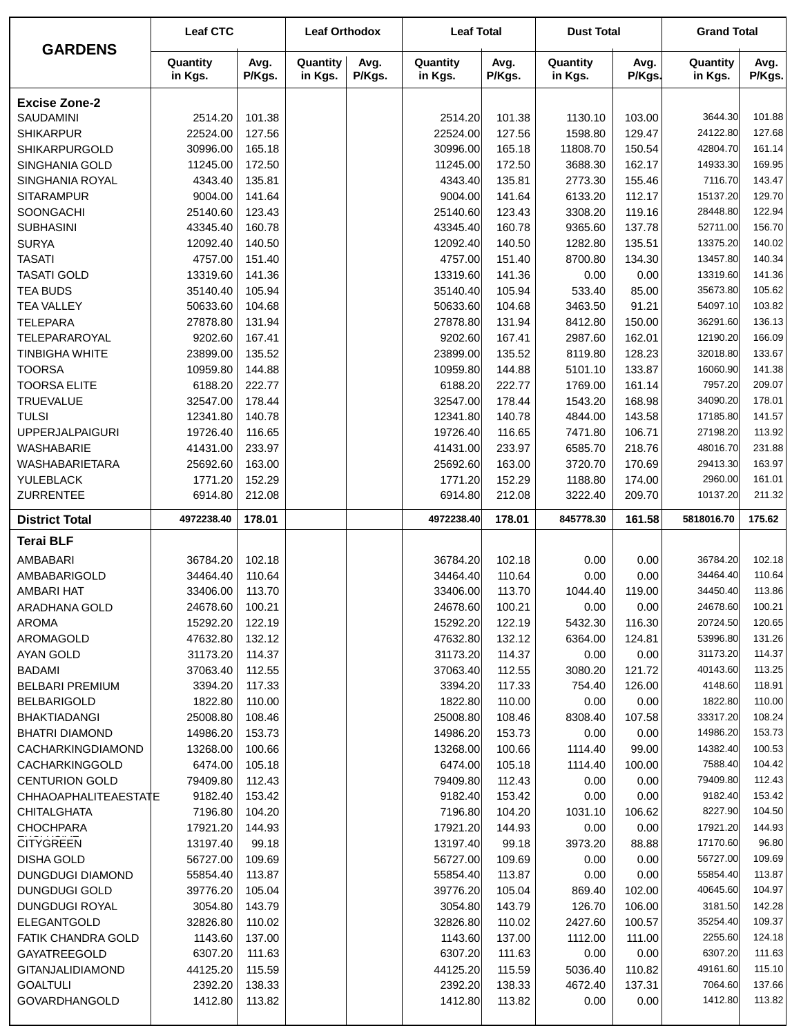| GARDENS | Leaf CTC | | Leaf Orthodox | | Leaf Total | | Dust Total | | Grand Total | |
|---|---|---|---|---|---|---|---|---|---|---|
| | Quantity in Kgs. | Avg. P/Kgs. | Quantity in Kgs. | Avg. P/Kgs. | Quantity in Kgs. | Avg. P/Kgs. | Quantity in Kgs. | Avg. P/Kgs. | Quantity in Kgs. | Avg. P/Kgs. |
| **Excise Zone-2** | | | | | | | | | | |
| SAUDAMINI | 2514.20 | 101.38 | | | 2514.20 | 101.38 | 1130.10 | 103.00 | 3644.30 | 101.88 |
| SHIKARPUR | 22524.00 | 127.56 | | | 22524.00 | 127.56 | 1598.80 | 129.47 | 24122.80 | 127.68 |
| SHIKARPURGOLD | 30996.00 | 165.18 | | | 30996.00 | 165.18 | 11808.70 | 150.54 | 42804.70 | 161.14 |
| SINGHANIA GOLD | 11245.00 | 172.50 | | | 11245.00 | 172.50 | 3688.30 | 162.17 | 14933.30 | 169.95 |
| SINGHANIA ROYAL | 4343.40 | 135.81 | | | 4343.40 | 135.81 | 2773.30 | 155.46 | 7116.70 | 143.47 |
| SITARAMPUR | 9004.00 | 141.64 | | | 9004.00 | 141.64 | 6133.20 | 112.17 | 15137.20 | 129.70 |
| SOONGACHI | 25140.60 | 123.43 | | | 25140.60 | 123.43 | 3308.20 | 119.16 | 28448.80 | 122.94 |
| SUBHASINI | 43345.40 | 160.78 | | | 43345.40 | 160.78 | 9365.60 | 137.78 | 52711.00 | 156.70 |
| SURYA | 12092.40 | 140.50 | | | 12092.40 | 140.50 | 1282.80 | 135.51 | 13375.20 | 140.02 |
| TASATI | 4757.00 | 151.40 | | | 4757.00 | 151.40 | 8700.80 | 134.30 | 13457.80 | 140.34 |
| TASATI GOLD | 13319.60 | 141.36 | | | 13319.60 | 141.36 | 0.00 | 0.00 | 13319.60 | 141.36 |
| TEA BUDS | 35140.40 | 105.94 | | | 35140.40 | 105.94 | 533.40 | 85.00 | 35673.80 | 105.62 |
| TEA VALLEY | 50633.60 | 104.68 | | | 50633.60 | 104.68 | 3463.50 | 91.21 | 54097.10 | 103.82 |
| TELEPARA | 27878.80 | 131.94 | | | 27878.80 | 131.94 | 8412.80 | 150.00 | 36291.60 | 136.13 |
| TELEPARAROYAL | 9202.60 | 167.41 | | | 9202.60 | 167.41 | 2987.60 | 162.01 | 12190.20 | 166.09 |
| TINBIGHA WHITE | 23899.00 | 135.52 | | | 23899.00 | 135.52 | 8119.80 | 128.23 | 32018.80 | 133.67 |
| TOORSA | 10959.80 | 144.88 | | | 10959.80 | 144.88 | 5101.10 | 133.87 | 16060.90 | 141.38 |
| TOORSA ELITE | 6188.20 | 222.77 | | | 6188.20 | 222.77 | 1769.00 | 161.14 | 7957.20 | 209.07 |
| TRUEVALUE | 32547.00 | 178.44 | | | 32547.00 | 178.44 | 1543.20 | 168.98 | 34090.20 | 178.01 |
| TULSI | 12341.80 | 140.78 | | | 12341.80 | 140.78 | 4844.00 | 143.58 | 17185.80 | 141.57 |
| UPPERJALPAIGURI | 19726.40 | 116.65 | | | 19726.40 | 116.65 | 7471.80 | 106.71 | 27198.20 | 113.92 |
| WASHABARIE | 41431.00 | 233.97 | | | 41431.00 | 233.97 | 6585.70 | 218.76 | 48016.70 | 231.88 |
| WASHABARIETARA | 25692.60 | 163.00 | | | 25692.60 | 163.00 | 3720.70 | 170.69 | 29413.30 | 163.97 |
| YULEBLACK | 1771.20 | 152.29 | | | 1771.20 | 152.29 | 1188.80 | 174.00 | 2960.00 | 161.01 |
| ZURRENTEE | 6914.80 | 212.08 | | | 6914.80 | 212.08 | 3222.40 | 209.70 | 10137.20 | 211.32 |
| **District Total** | **4972238.40** | **178.01** | | | **4972238.40** | **178.01** | **845778.30** | **161.58** | **5818016.70** | **175.62** |
| **Terai BLF** | | | | | | | | | | |
| AMBABARI | 36784.20 | 102.18 | | | 36784.20 | 102.18 | 0.00 | 0.00 | 36784.20 | 102.18 |
| AMBABARIGOLD | 34464.40 | 110.64 | | | 34464.40 | 110.64 | 0.00 | 0.00 | 34464.40 | 110.64 |
| AMBARI HAT | 33406.00 | 113.70 | | | 33406.00 | 113.70 | 1044.40 | 119.00 | 34450.40 | 113.86 |
| ARADHANA GOLD | 24678.60 | 100.21 | | | 24678.60 | 100.21 | 0.00 | 0.00 | 24678.60 | 100.21 |
| AROMA | 15292.20 | 122.19 | | | 15292.20 | 122.19 | 5432.30 | 116.30 | 20724.50 | 120.65 |
| AROMAGOLD | 47632.80 | 132.12 | | | 47632.80 | 132.12 | 6364.00 | 124.81 | 53996.80 | 131.26 |
| AYAN GOLD | 31173.20 | 114.37 | | | 31173.20 | 114.37 | 0.00 | 0.00 | 31173.20 | 114.37 |
| BADAMI | 37063.40 | 112.55 | | | 37063.40 | 112.55 | 3080.20 | 121.72 | 40143.60 | 113.25 |
| BELBARI PREMIUM | 3394.20 | 117.33 | | | 3394.20 | 117.33 | 754.40 | 126.00 | 4148.60 | 118.91 |
| BELBARIGOLD | 1822.80 | 110.00 | | | 1822.80 | 110.00 | 0.00 | 0.00 | 1822.80 | 110.00 |
| BHAKTIADANGI | 25008.80 | 108.46 | | | 25008.80 | 108.46 | 8308.40 | 107.58 | 33317.20 | 108.24 |
| BHATRI DIAMOND | 14986.20 | 153.73 | | | 14986.20 | 153.73 | 0.00 | 0.00 | 14986.20 | 153.73 |
| CACHARKINGDIAMOND | 13268.00 | 100.66 | | | 13268.00 | 100.66 | 1114.40 | 99.00 | 14382.40 | 100.53 |
| CACHARKINGGOLD | 6474.00 | 105.18 | | | 6474.00 | 105.18 | 1114.40 | 100.00 | 7588.40 | 104.42 |
| CENTURION GOLD | 79409.80 | 112.43 | | | 79409.80 | 112.43 | 0.00 | 0.00 | 79409.80 | 112.43 |
| CHHAOAPHALITEAESTATE | 9182.40 | 153.42 | | | 9182.40 | 153.42 | 0.00 | 0.00 | 9182.40 | 153.42 |
| CHITALGHATA | 7196.80 | 104.20 | | | 7196.80 | 104.20 | 1031.10 | 106.62 | 8227.90 | 104.50 |
| CHOCHPARA | 17921.20 | 144.93 | | | 17921.20 | 144.93 | 0.00 | 0.00 | 17921.20 | 144.93 |
| CITYGREEN | 13197.40 | 99.18 | | | 13197.40 | 99.18 | 3973.20 | 88.88 | 17170.60 | 96.80 |
| DISHA GOLD | 56727.00 | 109.69 | | | 56727.00 | 109.69 | 0.00 | 0.00 | 56727.00 | 109.69 |
| DUNGDUGI DIAMOND | 55854.40 | 113.87 | | | 55854.40 | 113.87 | 0.00 | 0.00 | 55854.40 | 113.87 |
| DUNGDUGI GOLD | 39776.20 | 105.04 | | | 39776.20 | 105.04 | 869.40 | 102.00 | 40645.60 | 104.97 |
| DUNGDUGI ROYAL | 3054.80 | 143.79 | | | 3054.80 | 143.79 | 126.70 | 106.00 | 3181.50 | 142.28 |
| ELEGANTGOLD | 32826.80 | 110.02 | | | 32826.80 | 110.02 | 2427.60 | 100.57 | 35254.40 | 109.37 |
| FATIK CHANDRA GOLD | 1143.60 | 137.00 | | | 1143.60 | 137.00 | 1112.00 | 111.00 | 2255.60 | 124.18 |
| GAYATREEGOLD | 6307.20 | 111.63 | | | 6307.20 | 111.63 | 0.00 | 0.00 | 6307.20 | 111.63 |
| GITANJALIDIAMOND | 44125.20 | 115.59 | | | 44125.20 | 115.59 | 5036.40 | 110.82 | 49161.60 | 115.10 |
| GOALTULI | 2392.20 | 138.33 | | | 2392.20 | 138.33 | 4672.40 | 137.31 | 7064.60 | 137.66 |
| GOVARDHANGOLD | 1412.80 | 113.82 | | | 1412.80 | 113.82 | 0.00 | 0.00 | 1412.80 | 113.82 |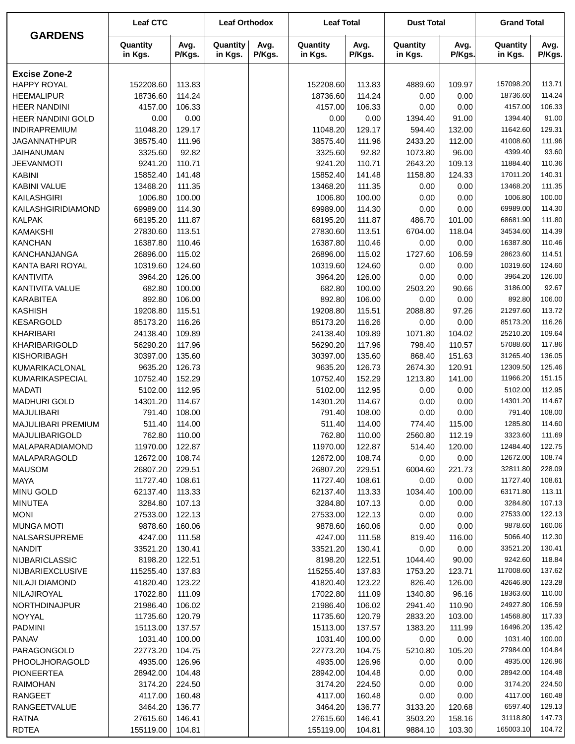| GARDENS | Leaf CTC | | Leaf Orthodox | | Leaf Total | | Dust Total | | Grand Total | |
|---|---|---|---|---|---|---|---|---|---|---|
| | Quantity in Kgs. | Avg. P/Kgs. | Quantity in Kgs. | Avg. P/Kgs. | Quantity in Kgs. | Avg. P/Kgs. | Quantity in Kgs. | Avg. P/Kgs. | Quantity in Kgs. | Avg. P/Kgs. |
| **Excise Zone-2** | | | | | | | | | | |
| HAPPY ROYAL | 152208.60 | 113.83 | | | 152208.60 | 113.83 | 4889.60 | 109.97 | 157098.20 | 113.71 |
| HEEMALIPUR | 18736.60 | 114.24 | | | 18736.60 | 114.24 | 0.00 | 0.00 | 18736.60 | 114.24 |
| HEER NANDINI | 4157.00 | 106.33 | | | 4157.00 | 106.33 | 0.00 | 0.00 | 4157.00 | 106.33 |
| HEER NANDINI GOLD | 0.00 | 0.00 | | | 0.00 | 0.00 | 1394.40 | 91.00 | 1394.40 | 91.00 |
| INDIRAPREMIUM | 11048.20 | 129.17 | | | 11048.20 | 129.17 | 594.40 | 132.00 | 11642.60 | 129.31 |
| JAGANNATHPUR | 38575.40 | 111.96 | | | 38575.40 | 111.96 | 2433.20 | 112.00 | 41008.60 | 111.96 |
| JAIHANUMAN | 3325.60 | 92.82 | | | 3325.60 | 92.82 | 1073.80 | 96.00 | 4399.40 | 93.60 |
| JEEVANMOTI | 9241.20 | 110.71 | | | 9241.20 | 110.71 | 2643.20 | 109.13 | 11884.40 | 110.36 |
| KABINI | 15852.40 | 141.48 | | | 15852.40 | 141.48 | 1158.80 | 124.33 | 17011.20 | 140.31 |
| KABINI VALUE | 13468.20 | 111.35 | | | 13468.20 | 111.35 | 0.00 | 0.00 | 13468.20 | 111.35 |
| KAILASHGIRI | 1006.80 | 100.00 | | | 1006.80 | 100.00 | 0.00 | 0.00 | 1006.80 | 100.00 |
| KAILASHGIRIDIAMOND | 69989.00 | 114.30 | | | 69989.00 | 114.30 | 0.00 | 0.00 | 69989.00 | 114.30 |
| KALPAK | 68195.20 | 111.87 | | | 68195.20 | 111.87 | 486.70 | 101.00 | 68681.90 | 111.80 |
| KAMAKSHI | 27830.60 | 113.51 | | | 27830.60 | 113.51 | 6704.00 | 118.04 | 34534.60 | 114.39 |
| KANCHAN | 16387.80 | 110.46 | | | 16387.80 | 110.46 | 0.00 | 0.00 | 16387.80 | 110.46 |
| KANCHANJANGA | 26896.00 | 115.02 | | | 26896.00 | 115.02 | 1727.60 | 106.59 | 28623.60 | 114.51 |
| KANTA BARI ROYAL | 10319.60 | 124.60 | | | 10319.60 | 124.60 | 0.00 | 0.00 | 10319.60 | 124.60 |
| KANTIVITA | 3964.20 | 126.00 | | | 3964.20 | 126.00 | 0.00 | 0.00 | 3964.20 | 126.00 |
| KANTIVITA VALUE | 682.80 | 100.00 | | | 682.80 | 100.00 | 2503.20 | 90.66 | 3186.00 | 92.67 |
| KARABITEA | 892.80 | 106.00 | | | 892.80 | 106.00 | 0.00 | 0.00 | 892.80 | 106.00 |
| KASHISH | 19208.80 | 115.51 | | | 19208.80 | 115.51 | 2088.80 | 97.26 | 21297.60 | 113.72 |
| KESARGOLD | 85173.20 | 116.26 | | | 85173.20 | 116.26 | 0.00 | 0.00 | 85173.20 | 116.26 |
| KHARIBARI | 24138.40 | 109.89 | | | 24138.40 | 109.89 | 1071.80 | 104.02 | 25210.20 | 109.64 |
| KHARIBARIGOLD | 56290.20 | 117.96 | | | 56290.20 | 117.96 | 798.40 | 110.57 | 57088.60 | 117.86 |
| KISHORIBAGH | 30397.00 | 135.60 | | | 30397.00 | 135.60 | 868.40 | 151.63 | 31265.40 | 136.05 |
| KUMARIKACLONAL | 9635.20 | 126.73 | | | 9635.20 | 126.73 | 2674.30 | 120.91 | 12309.50 | 125.46 |
| KUMARIKASPECIAL | 10752.40 | 152.29 | | | 10752.40 | 152.29 | 1213.80 | 141.00 | 11966.20 | 151.15 |
| MADATI | 5102.00 | 112.95 | | | 5102.00 | 112.95 | 0.00 | 0.00 | 5102.00 | 112.95 |
| MADHURI GOLD | 14301.20 | 114.67 | | | 14301.20 | 114.67 | 0.00 | 0.00 | 14301.20 | 114.67 |
| MAJULIBARI | 791.40 | 108.00 | | | 791.40 | 108.00 | 0.00 | 0.00 | 791.40 | 108.00 |
| MAJULIBARI PREMIUM | 511.40 | 114.00 | | | 511.40 | 114.00 | 774.40 | 115.00 | 1285.80 | 114.60 |
| MAJULIBARIGOLD | 762.80 | 110.00 | | | 762.80 | 110.00 | 2560.80 | 112.19 | 3323.60 | 111.69 |
| MALAPARADIAMOND | 11970.00 | 122.87 | | | 11970.00 | 122.87 | 514.40 | 120.00 | 12484.40 | 122.75 |
| MALAPARAGOLD | 12672.00 | 108.74 | | | 12672.00 | 108.74 | 0.00 | 0.00 | 12672.00 | 108.74 |
| MAUSOM | 26807.20 | 229.51 | | | 26807.20 | 229.51 | 6004.60 | 221.73 | 32811.80 | 228.09 |
| MAYA | 11727.40 | 108.61 | | | 11727.40 | 108.61 | 0.00 | 0.00 | 11727.40 | 108.61 |
| MINU GOLD | 62137.40 | 113.33 | | | 62137.40 | 113.33 | 1034.40 | 100.00 | 63171.80 | 113.11 |
| MINUTEA | 3284.80 | 107.13 | | | 3284.80 | 107.13 | 0.00 | 0.00 | 3284.80 | 107.13 |
| MONI | 27533.00 | 122.13 | | | 27533.00 | 122.13 | 0.00 | 0.00 | 27533.00 | 122.13 |
| MUNGA MOTI | 9878.60 | 160.06 | | | 9878.60 | 160.06 | 0.00 | 0.00 | 9878.60 | 160.06 |
| NALSARSUPREME | 4247.00 | 111.58 | | | 4247.00 | 111.58 | 819.40 | 116.00 | 5066.40 | 112.30 |
| NANDIT | 33521.20 | 130.41 | | | 33521.20 | 130.41 | 0.00 | 0.00 | 33521.20 | 130.41 |
| NIJBARICLASSIC | 8198.20 | 122.51 | | | 8198.20 | 122.51 | 1044.40 | 90.00 | 9242.60 | 118.84 |
| NIJBARIEXCLUSIVE | 115255.40 | 137.83 | | | 115255.40 | 137.83 | 1753.20 | 123.71 | 117008.60 | 137.62 |
| NILAJI DIAMOND | 41820.40 | 123.22 | | | 41820.40 | 123.22 | 826.40 | 126.00 | 42646.80 | 123.28 |
| NILAJIROYAL | 17022.80 | 111.09 | | | 17022.80 | 111.09 | 1340.80 | 96.16 | 18363.60 | 110.00 |
| NORTHDINAJPUR | 21986.40 | 106.02 | | | 21986.40 | 106.02 | 2941.40 | 110.90 | 24927.80 | 106.59 |
| NOYYAL | 11735.60 | 120.79 | | | 11735.60 | 120.79 | 2833.20 | 103.00 | 14568.80 | 117.33 |
| PADMINI | 15113.00 | 137.57 | | | 15113.00 | 137.57 | 1383.20 | 111.99 | 16496.20 | 135.42 |
| PANAV | 1031.40 | 100.00 | | | 1031.40 | 100.00 | 0.00 | 0.00 | 1031.40 | 100.00 |
| PARAGONGOLD | 22773.20 | 104.75 | | | 22773.20 | 104.75 | 5210.80 | 105.20 | 27984.00 | 104.84 |
| PHOOLJHORAGOLD | 4935.00 | 126.96 | | | 4935.00 | 126.96 | 0.00 | 0.00 | 4935.00 | 126.96 |
| PIONEERTEA | 28942.00 | 104.48 | | | 28942.00 | 104.48 | 0.00 | 0.00 | 28942.00 | 104.48 |
| RAIMOHAN | 3174.20 | 224.50 | | | 3174.20 | 224.50 | 0.00 | 0.00 | 3174.20 | 224.50 |
| RANGEET | 4117.00 | 160.48 | | | 4117.00 | 160.48 | 0.00 | 0.00 | 4117.00 | 160.48 |
| RANGEETVALUE | 3464.20 | 136.77 | | | 3464.20 | 136.77 | 3133.20 | 120.68 | 6597.40 | 129.13 |
| RATNA | 27615.60 | 146.41 | | | 27615.60 | 146.41 | 3503.20 | 158.16 | 31118.80 | 147.73 |
| RDTEA | 155119.00 | 104.81 | | | 155119.00 | 104.81 | 9884.10 | 103.30 | 165003.10 | 104.72 |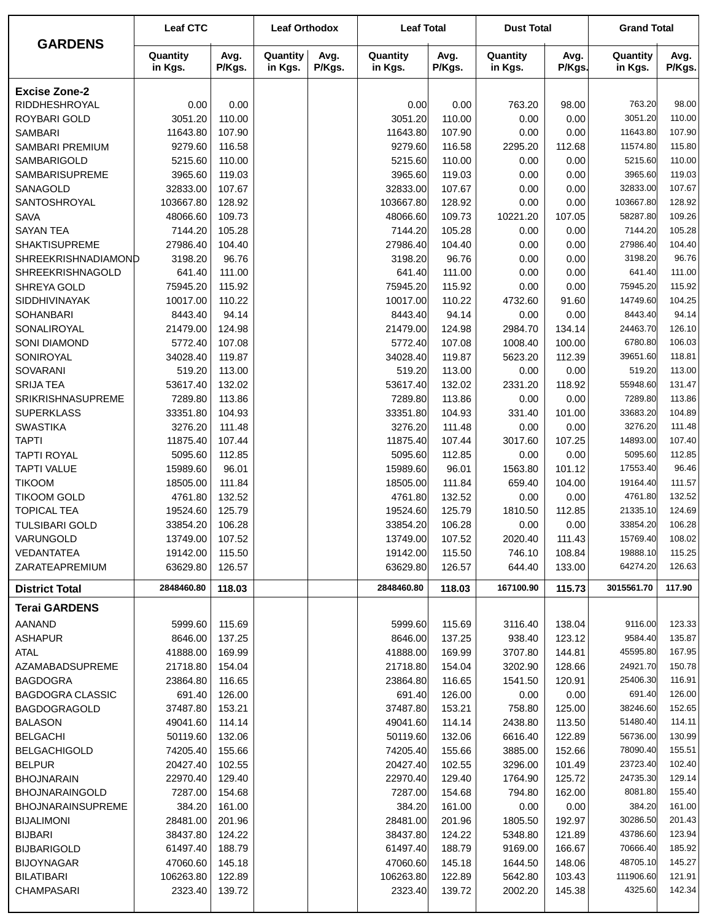| GARDENS | Leaf CTC | | Leaf Orthodox | | Leaf Total | | Dust Total | | Grand Total | |
|---|---|---|---|---|---|---|---|---|---|---|
| | Quantity in Kgs. | Avg. P/Kgs. | Quantity in Kgs. | Avg. P/Kgs. | Quantity in Kgs. | Avg. P/Kgs. | Quantity in Kgs. | Avg. P/Kgs. | Quantity in Kgs. | Avg. P/Kgs. |
| **Excise Zone-2** | | | | | | | | | | |
| RIDDHESHROYAL | 0.00 | 0.00 | | | 0.00 | 0.00 | 763.20 | 98.00 | 763.20 | 98.00 |
| ROYBARI GOLD | 3051.20 | 110.00 | | | 3051.20 | 110.00 | 0.00 | 0.00 | 3051.20 | 110.00 |
| SAMBARI | 11643.80 | 107.90 | | | 11643.80 | 107.90 | 0.00 | 0.00 | 11643.80 | 107.90 |
| SAMBARI PREMIUM | 9279.60 | 116.58 | | | 9279.60 | 116.58 | 2295.20 | 112.68 | 11574.80 | 115.80 |
| SAMBARIGOLD | 5215.60 | 110.00 | | | 5215.60 | 110.00 | 0.00 | 0.00 | 5215.60 | 110.00 |
| SAMBARISUPREME | 3965.60 | 119.03 | | | 3965.60 | 119.03 | 0.00 | 0.00 | 3965.60 | 119.03 |
| SANAGOLD | 32833.00 | 107.67 | | | 32833.00 | 107.67 | 0.00 | 0.00 | 32833.00 | 107.67 |
| SANTOSHROYAL | 103667.80 | 128.92 | | | 103667.80 | 128.92 | 0.00 | 0.00 | 103667.80 | 128.92 |
| SAVA | 48066.60 | 109.73 | | | 48066.60 | 109.73 | 10221.20 | 107.05 | 58287.80 | 109.26 |
| SAYAN TEA | 7144.20 | 105.28 | | | 7144.20 | 105.28 | 0.00 | 0.00 | 7144.20 | 105.28 |
| SHAKTISUPREME | 27986.40 | 104.40 | | | 27986.40 | 104.40 | 0.00 | 0.00 | 27986.40 | 104.40 |
| SHREEKRISHNADIAMOND | 3198.20 | 96.76 | | | 3198.20 | 96.76 | 0.00 | 0.00 | 3198.20 | 96.76 |
| SHREEKRISHNAGOLD | 641.40 | 111.00 | | | 641.40 | 111.00 | 0.00 | 0.00 | 641.40 | 111.00 |
| SHREYA GOLD | 75945.20 | 115.92 | | | 75945.20 | 115.92 | 0.00 | 0.00 | 75945.20 | 115.92 |
| SIDDHIVINAYAK | 10017.00 | 110.22 | | | 10017.00 | 110.22 | 4732.60 | 91.60 | 14749.60 | 104.25 |
| SOHANBARI | 8443.40 | 94.14 | | | 8443.40 | 94.14 | 0.00 | 0.00 | 8443.40 | 94.14 |
| SONALIROYAL | 21479.00 | 124.98 | | | 21479.00 | 124.98 | 2984.70 | 134.14 | 24463.70 | 126.10 |
| SONI DIAMOND | 5772.40 | 107.08 | | | 5772.40 | 107.08 | 1008.40 | 100.00 | 6780.80 | 106.03 |
| SONIROYAL | 34028.40 | 119.87 | | | 34028.40 | 119.87 | 5623.20 | 112.39 | 39651.60 | 118.81 |
| SOVARANI | 519.20 | 113.00 | | | 519.20 | 113.00 | 0.00 | 0.00 | 519.20 | 113.00 |
| SRIJA TEA | 53617.40 | 132.02 | | | 53617.40 | 132.02 | 2331.20 | 118.92 | 55948.60 | 131.47 |
| SRIKRISHNASUPREME | 7289.80 | 113.86 | | | 7289.80 | 113.86 | 0.00 | 0.00 | 7289.80 | 113.86 |
| SUPERKLASS | 33351.80 | 104.93 | | | 33351.80 | 104.93 | 331.40 | 101.00 | 33683.20 | 104.89 |
| SWASTIKA | 3276.20 | 111.48 | | | 3276.20 | 111.48 | 0.00 | 0.00 | 3276.20 | 111.48 |
| TAPTI | 11875.40 | 107.44 | | | 11875.40 | 107.44 | 3017.60 | 107.25 | 14893.00 | 107.40 |
| TAPTI ROYAL | 5095.60 | 112.85 | | | 5095.60 | 112.85 | 0.00 | 0.00 | 5095.60 | 112.85 |
| TAPTI VALUE | 15989.60 | 96.01 | | | 15989.60 | 96.01 | 1563.80 | 101.12 | 17553.40 | 96.46 |
| TIKOOM | 18505.00 | 111.84 | | | 18505.00 | 111.84 | 659.40 | 104.00 | 19164.40 | 111.57 |
| TIKOOM GOLD | 4761.80 | 132.52 | | | 4761.80 | 132.52 | 0.00 | 0.00 | 4761.80 | 132.52 |
| TOPICAL TEA | 19524.60 | 125.79 | | | 19524.60 | 125.79 | 1810.50 | 112.85 | 21335.10 | 124.69 |
| TULSIBARI GOLD | 33854.20 | 106.28 | | | 33854.20 | 106.28 | 0.00 | 0.00 | 33854.20 | 106.28 |
| VARUNGOLD | 13749.00 | 107.52 | | | 13749.00 | 107.52 | 2020.40 | 111.43 | 15769.40 | 108.02 |
| VEDANTATEA | 19142.00 | 115.50 | | | 19142.00 | 115.50 | 746.10 | 108.84 | 19888.10 | 115.25 |
| ZARATEAPREMIUM | 63629.80 | 126.57 | | | 63629.80 | 126.57 | 644.40 | 133.00 | 64274.20 | 126.63 |
| **District Total** | **2848460.80** | **118.03** | | | **2848460.80** | **118.03** | **167100.90** | **115.73** | **3015561.70** | **117.90** |
| **Terai GARDENS** | | | | | | | | | | |
| AANAND | 5999.60 | 115.69 | | | 5999.60 | 115.69 | 3116.40 | 138.04 | 9116.00 | 123.33 |
| ASHAPUR | 8646.00 | 137.25 | | | 8646.00 | 137.25 | 938.40 | 123.12 | 9584.40 | 135.87 |
| ATAL | 41888.00 | 169.99 | | | 41888.00 | 169.99 | 3707.80 | 144.81 | 45595.80 | 167.95 |
| AZAMABADSUPREME | 21718.80 | 154.04 | | | 21718.80 | 154.04 | 3202.90 | 128.66 | 24921.70 | 150.78 |
| BAGDOGRA | 23864.80 | 116.65 | | | 23864.80 | 116.65 | 1541.50 | 120.91 | 25406.30 | 116.91 |
| BAGDOGRA CLASSIC | 691.40 | 126.00 | | | 691.40 | 126.00 | 0.00 | 0.00 | 691.40 | 126.00 |
| BAGDOGRAGOLD | 37487.80 | 153.21 | | | 37487.80 | 153.21 | 758.80 | 125.00 | 38246.60 | 152.65 |
| BALASON | 49041.60 | 114.14 | | | 49041.60 | 114.14 | 2438.80 | 113.50 | 51480.40 | 114.11 |
| BELGACHI | 50119.60 | 132.06 | | | 50119.60 | 132.06 | 6616.40 | 122.89 | 56736.00 | 130.99 |
| BELGACHIGOLD | 74205.40 | 155.66 | | | 74205.40 | 155.66 | 3885.00 | 152.66 | 78090.40 | 155.51 |
| BELPUR | 20427.40 | 102.55 | | | 20427.40 | 102.55 | 3296.00 | 101.49 | 23723.40 | 102.40 |
| BHOJNARAIN | 22970.40 | 129.40 | | | 22970.40 | 129.40 | 1764.90 | 125.72 | 24735.30 | 129.14 |
| BHOJNARAINGOLD | 7287.00 | 154.68 | | | 7287.00 | 154.68 | 794.80 | 162.00 | 8081.80 | 155.40 |
| BHOJNARAINSUPREME | 384.20 | 161.00 | | | 384.20 | 161.00 | 0.00 | 0.00 | 384.20 | 161.00 |
| BIJALIMONI | 28481.00 | 201.96 | | | 28481.00 | 201.96 | 1805.50 | 192.97 | 30286.50 | 201.43 |
| BIJBARI | 38437.80 | 124.22 | | | 38437.80 | 124.22 | 5348.80 | 121.89 | 43786.60 | 123.94 |
| BIJBARIGOLD | 61497.40 | 188.79 | | | 61497.40 | 188.79 | 9169.00 | 166.67 | 70666.40 | 185.92 |
| BIJOYNAGAR | 47060.60 | 145.18 | | | 47060.60 | 145.18 | 1644.50 | 148.06 | 48705.10 | 145.27 |
| BILATIBARI | 106263.80 | 122.89 | | | 106263.80 | 122.89 | 5642.80 | 103.43 | 111906.60 | 121.91 |
| CHAMPASARI | 2323.40 | 139.72 | | | 2323.40 | 139.72 | 2002.20 | 145.38 | 4325.60 | 142.34 |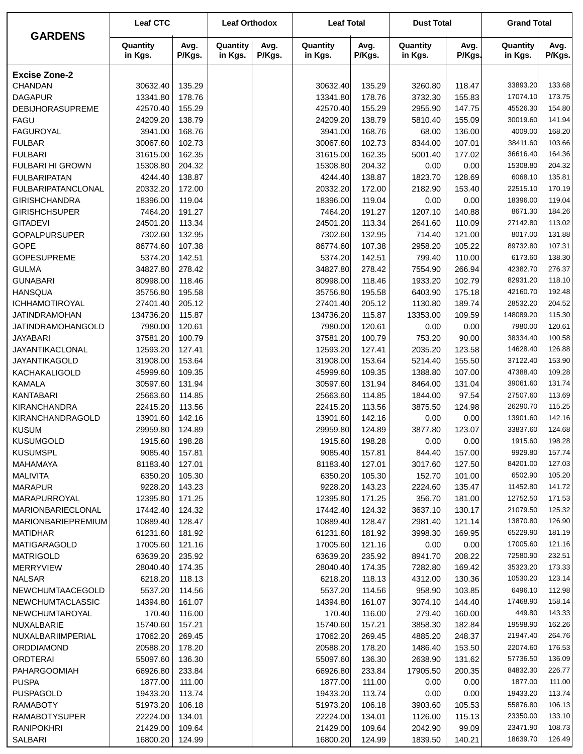| GARDENS | Leaf CTC | | Leaf Orthodox | | Leaf Total | | Dust Total | | Grand Total | |
|---|---|---|---|---|---|---|---|---|---|---|
| | Quantity in Kgs. | Avg. P/Kgs. | Quantity in Kgs. | Avg. P/Kgs. | Quantity in Kgs. | Avg. P/Kgs. | Quantity in Kgs. | Avg. P/Kgs. | Quantity in Kgs. | Avg. P/Kgs. |
| **Excise Zone-2** | | | | | | | | | | |
| CHANDAN | 30632.40 | 135.29 | | | 30632.40 | 135.29 | 3260.80 | 118.47 | 33893.20 | 133.68 |
| DAGAPUR | 13341.80 | 178.76 | | | 13341.80 | 178.76 | 3732.30 | 155.83 | 17074.10 | 173.75 |
| DEBIJHORASUPREME | 42570.40 | 155.29 | | | 42570.40 | 155.29 | 2955.90 | 147.75 | 45526.30 | 154.80 |
| FAGU | 24209.20 | 138.79 | | | 24209.20 | 138.79 | 5810.40 | 155.09 | 30019.60 | 141.94 |
| FAGUROYAL | 3941.00 | 168.76 | | | 3941.00 | 168.76 | 68.00 | 136.00 | 4009.00 | 168.20 |
| FULBAR | 30067.60 | 102.73 | | | 30067.60 | 102.73 | 8344.00 | 107.01 | 38411.60 | 103.66 |
| FULBARI | 31615.00 | 162.35 | | | 31615.00 | 162.35 | 5001.40 | 177.02 | 36616.40 | 164.36 |
| FULBARI HI GROWN | 15308.80 | 204.32 | | | 15308.80 | 204.32 | 0.00 | 0.00 | 15308.80 | 204.32 |
| FULBARIPATAN | 4244.40 | 138.87 | | | 4244.40 | 138.87 | 1823.70 | 128.69 | 6068.10 | 135.81 |
| FULBARIPATANCLONAL | 20332.20 | 172.00 | | | 20332.20 | 172.00 | 2182.90 | 153.40 | 22515.10 | 170.19 |
| GIRISHCHANDRA | 18396.00 | 119.04 | | | 18396.00 | 119.04 | 0.00 | 0.00 | 18396.00 | 119.04 |
| GIRISHCHSUPER | 7464.20 | 191.27 | | | 7464.20 | 191.27 | 1207.10 | 140.88 | 8671.30 | 184.26 |
| GITADEVI | 24501.20 | 113.34 | | | 24501.20 | 113.34 | 2641.60 | 110.09 | 27142.80 | 113.02 |
| GOPALPURSUPER | 7302.60 | 132.95 | | | 7302.60 | 132.95 | 714.40 | 121.00 | 8017.00 | 131.88 |
| GOPE | 86774.60 | 107.38 | | | 86774.60 | 107.38 | 2958.20 | 105.22 | 89732.80 | 107.31 |
| GOPESUPREME | 5374.20 | 142.51 | | | 5374.20 | 142.51 | 799.40 | 110.00 | 6173.60 | 138.30 |
| GULMA | 34827.80 | 278.42 | | | 34827.80 | 278.42 | 7554.90 | 266.94 | 42382.70 | 276.37 |
| GUNABARI | 80998.00 | 118.46 | | | 80998.00 | 118.46 | 1933.20 | 102.79 | 82931.20 | 118.10 |
| HANSQUA | 35756.80 | 195.58 | | | 35756.80 | 195.58 | 6403.90 | 175.18 | 42160.70 | 192.48 |
| ICHHAMOTIROYAL | 27401.40 | 205.12 | | | 27401.40 | 205.12 | 1130.80 | 189.74 | 28532.20 | 204.52 |
| JATINDRAMOHAN | 134736.20 | 115.87 | | | 134736.20 | 115.87 | 13353.00 | 109.59 | 148089.20 | 115.30 |
| JATINDRAMOHANGOLD | 7980.00 | 120.61 | | | 7980.00 | 120.61 | 0.00 | 0.00 | 7980.00 | 120.61 |
| JAYABARI | 37581.20 | 100.79 | | | 37581.20 | 100.79 | 753.20 | 90.00 | 38334.40 | 100.58 |
| JAYANTIKACLONAL | 12593.20 | 127.41 | | | 12593.20 | 127.41 | 2035.20 | 123.58 | 14628.40 | 126.88 |
| JAYANTIKAGOLD | 31908.00 | 153.64 | | | 31908.00 | 153.64 | 5214.40 | 155.50 | 37122.40 | 153.90 |
| KACHAKALIGOLD | 45999.60 | 109.35 | | | 45999.60 | 109.35 | 1388.80 | 107.00 | 47388.40 | 109.28 |
| KAMALA | 30597.60 | 131.94 | | | 30597.60 | 131.94 | 8464.00 | 131.04 | 39061.60 | 131.74 |
| KANTABARI | 25663.60 | 114.85 | | | 25663.60 | 114.85 | 1844.00 | 97.54 | 27507.60 | 113.69 |
| KIRANCHANDRA | 22415.20 | 113.56 | | | 22415.20 | 113.56 | 3875.50 | 124.98 | 26290.70 | 115.25 |
| KIRANCHANDRAGOLD | 13901.60 | 142.16 | | | 13901.60 | 142.16 | 0.00 | 0.00 | 13901.60 | 142.16 |
| KUSUM | 29959.80 | 124.89 | | | 29959.80 | 124.89 | 3877.80 | 123.07 | 33837.60 | 124.68 |
| KUSUMGOLD | 1915.60 | 198.28 | | | 1915.60 | 198.28 | 0.00 | 0.00 | 1915.60 | 198.28 |
| KUSUMSPL | 9085.40 | 157.81 | | | 9085.40 | 157.81 | 844.40 | 157.00 | 9929.80 | 157.74 |
| MAHAMAYA | 81183.40 | 127.01 | | | 81183.40 | 127.01 | 3017.60 | 127.50 | 84201.00 | 127.03 |
| MALIVITA | 6350.20 | 105.30 | | | 6350.20 | 105.30 | 152.70 | 101.00 | 6502.90 | 105.20 |
| MARAPUR | 9228.20 | 143.23 | | | 9228.20 | 143.23 | 2224.60 | 135.47 | 11452.80 | 141.72 |
| MARAPURROYAL | 12395.80 | 171.25 | | | 12395.80 | 171.25 | 356.70 | 181.00 | 12752.50 | 171.53 |
| MARIONBARIECLONAL | 17442.40 | 124.32 | | | 17442.40 | 124.32 | 3637.10 | 130.17 | 21079.50 | 125.32 |
| MARIONBARIEPREMIUM | 10889.40 | 128.47 | | | 10889.40 | 128.47 | 2981.40 | 121.14 | 13870.80 | 126.90 |
| MATIDHAR | 61231.60 | 181.92 | | | 61231.60 | 181.92 | 3998.30 | 169.95 | 65229.90 | 181.19 |
| MATIGARAGOLD | 17005.60 | 121.16 | | | 17005.60 | 121.16 | 0.00 | 0.00 | 17005.60 | 121.16 |
| MATRIGOLD | 63639.20 | 235.92 | | | 63639.20 | 235.92 | 8941.70 | 208.22 | 72580.90 | 232.51 |
| MERRYVIEW | 28040.40 | 174.35 | | | 28040.40 | 174.35 | 7282.80 | 169.42 | 35323.20 | 173.33 |
| NALSAR | 6218.20 | 118.13 | | | 6218.20 | 118.13 | 4312.00 | 130.36 | 10530.20 | 123.14 |
| NEWCHUMTAACEGOLD | 5537.20 | 114.56 | | | 5537.20 | 114.56 | 958.90 | 103.85 | 6496.10 | 112.98 |
| NEWCHUMTACLASSIC | 14394.80 | 161.07 | | | 14394.80 | 161.07 | 3074.10 | 144.40 | 17468.90 | 158.14 |
| NEWCHUMTAROYAL | 170.40 | 116.00 | | | 170.40 | 116.00 | 279.40 | 160.00 | 449.80 | 143.33 |
| NUXALBARIE | 15740.60 | 157.21 | | | 15740.60 | 157.21 | 3858.30 | 182.84 | 19598.90 | 162.26 |
| NUXALBARIIMPERIAL | 17062.20 | 269.45 | | | 17062.20 | 269.45 | 4885.20 | 248.37 | 21947.40 | 264.76 |
| ORDDIAMOND | 20588.20 | 178.20 | | | 20588.20 | 178.20 | 1486.40 | 153.50 | 22074.60 | 176.53 |
| ORDTERAI | 55097.60 | 136.30 | | | 55097.60 | 136.30 | 2638.90 | 131.62 | 57736.50 | 136.09 |
| PAHARGOOMIAH | 66926.80 | 233.84 | | | 66926.80 | 233.84 | 17905.50 | 200.35 | 84832.30 | 226.77 |
| PUSPA | 1877.00 | 111.00 | | | 1877.00 | 111.00 | 0.00 | 0.00 | 1877.00 | 111.00 |
| PUSPAGOLD | 19433.20 | 113.74 | | | 19433.20 | 113.74 | 0.00 | 0.00 | 19433.20 | 113.74 |
| RAMABOTY | 51973.20 | 106.18 | | | 51973.20 | 106.18 | 3903.60 | 105.53 | 55876.80 | 106.13 |
| RAMABOTYSUPER | 22224.00 | 134.01 | | | 22224.00 | 134.01 | 1126.00 | 115.13 | 23350.00 | 133.10 |
| RANIPOKHRI | 21429.00 | 109.64 | | | 21429.00 | 109.64 | 2042.90 | 99.09 | 23471.90 | 108.73 |
| SALBARI | 16800.20 | 124.99 | | | 16800.20 | 124.99 | 1839.50 | 140.21 | 18639.70 | 126.49 |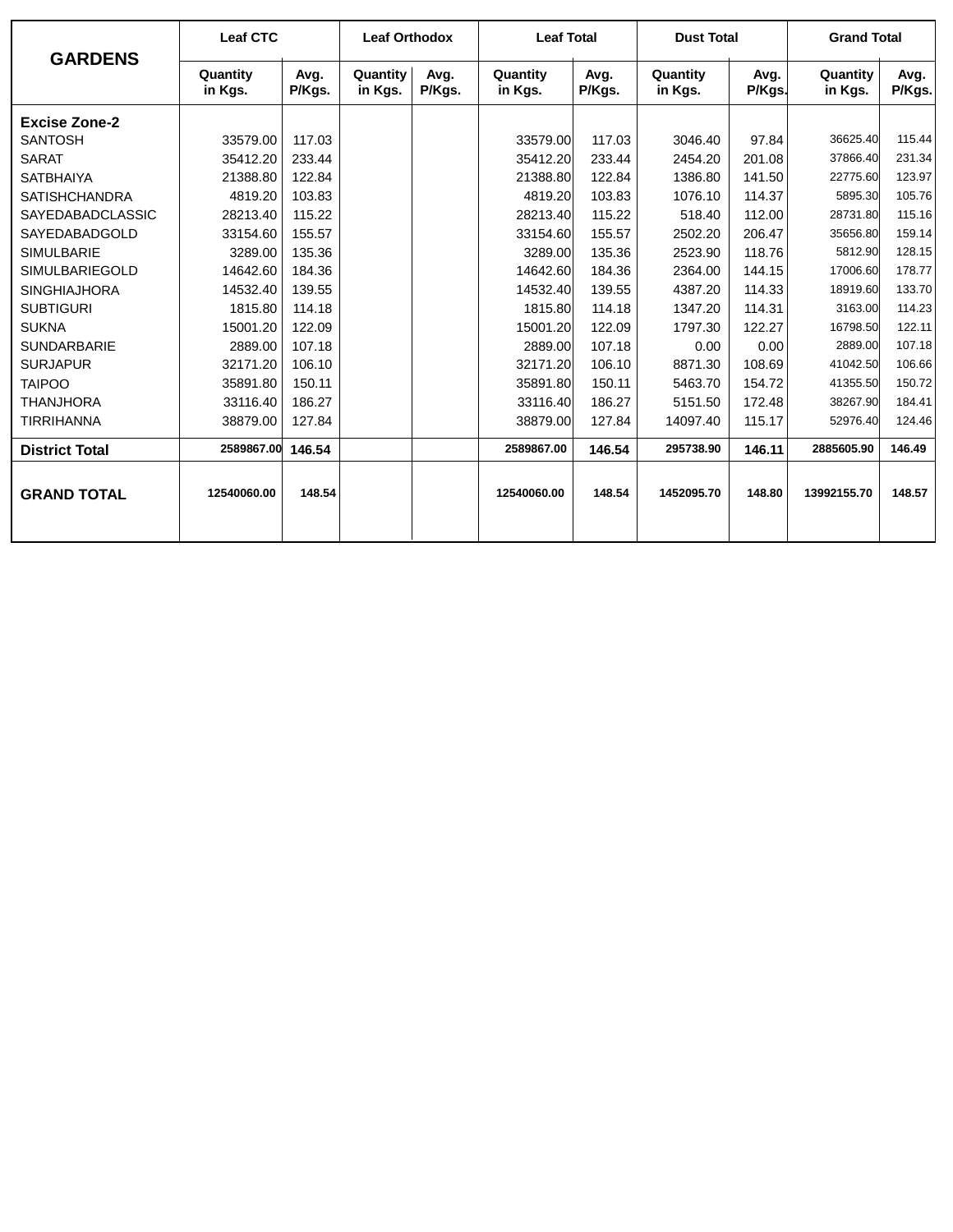| GARDENS | Leaf CTC | | Leaf Orthodox | | Leaf Total | | Dust Total | | Grand Total | |
|---|---|---|---|---|---|---|---|---|---|---|
| | Quantity in Kgs. | Avg. P/Kgs. | Quantity in Kgs. | Avg. P/Kgs. | Quantity in Kgs. | Avg. P/Kgs. | Quantity in Kgs. | Avg. P/Kgs. | Quantity in Kgs. | Avg. P/Kgs. |
| **Excise Zone-2** | | | | | | | | | | |
| SANTOSH | 33579.00 | 117.03 | | | 33579.00 | 117.03 | 3046.40 | 97.84 | 36625.40 | 115.44 |
| SARAT | 35412.20 | 233.44 | | | 35412.20 | 233.44 | 2454.20 | 201.08 | 37866.40 | 231.34 |
| SATBHAIYA | 21388.80 | 122.84 | | | 21388.80 | 122.84 | 1386.80 | 141.50 | 22775.60 | 123.97 |
| SATISHCHANDRA | 4819.20 | 103.83 | | | 4819.20 | 103.83 | 1076.10 | 114.37 | 5895.30 | 105.76 |
| SAYEDABADCLASSIC | 28213.40 | 115.22 | | | 28213.40 | 115.22 | 518.40 | 112.00 | 28731.80 | 115.16 |
| SAYEDABADGOLD | 33154.60 | 155.57 | | | 33154.60 | 155.57 | 2502.20 | 206.47 | 35656.80 | 159.14 |
| SIMULBARIE | 3289.00 | 135.36 | | | 3289.00 | 135.36 | 2523.90 | 118.76 | 5812.90 | 128.15 |
| SIMULBARIEGOLD | 14642.60 | 184.36 | | | 14642.60 | 184.36 | 2364.00 | 144.15 | 17006.60 | 178.77 |
| SINGHIAJHORA | 14532.40 | 139.55 | | | 14532.40 | 139.55 | 4387.20 | 114.33 | 18919.60 | 133.70 |
| SUBTIGURI | 1815.80 | 114.18 | | | 1815.80 | 114.18 | 1347.20 | 114.31 | 3163.00 | 114.23 |
| SUKNA | 15001.20 | 122.09 | | | 15001.20 | 122.09 | 1797.30 | 122.27 | 16798.50 | 122.11 |
| SUNDARBARIE | 2889.00 | 107.18 | | | 2889.00 | 107.18 | 0.00 | 0.00 | 2889.00 | 107.18 |
| SURJAPUR | 32171.20 | 106.10 | | | 32171.20 | 106.10 | 8871.30 | 108.69 | 41042.50 | 106.66 |
| TAIPOO | 35891.80 | 150.11 | | | 35891.80 | 150.11 | 5463.70 | 154.72 | 41355.50 | 150.72 |
| THANJHORA | 33116.40 | 186.27 | | | 33116.40 | 186.27 | 5151.50 | 172.48 | 38267.90 | 184.41 |
| TIRRIHANNA | 38879.00 | 127.84 | | | 38879.00 | 127.84 | 14097.40 | 115.17 | 52976.40 | 124.46 |
| **District Total** | **2589867.00** | **146.54** | | | **2589867.00** | **146.54** | **295738.90** | **146.11** | **2885605.90** | **146.49** |
| **GRAND TOTAL** | **12540060.00** | **148.54** | | | **12540060.00** | **148.54** | **1452095.70** | **148.80** | **13992155.70** | **148.57** |